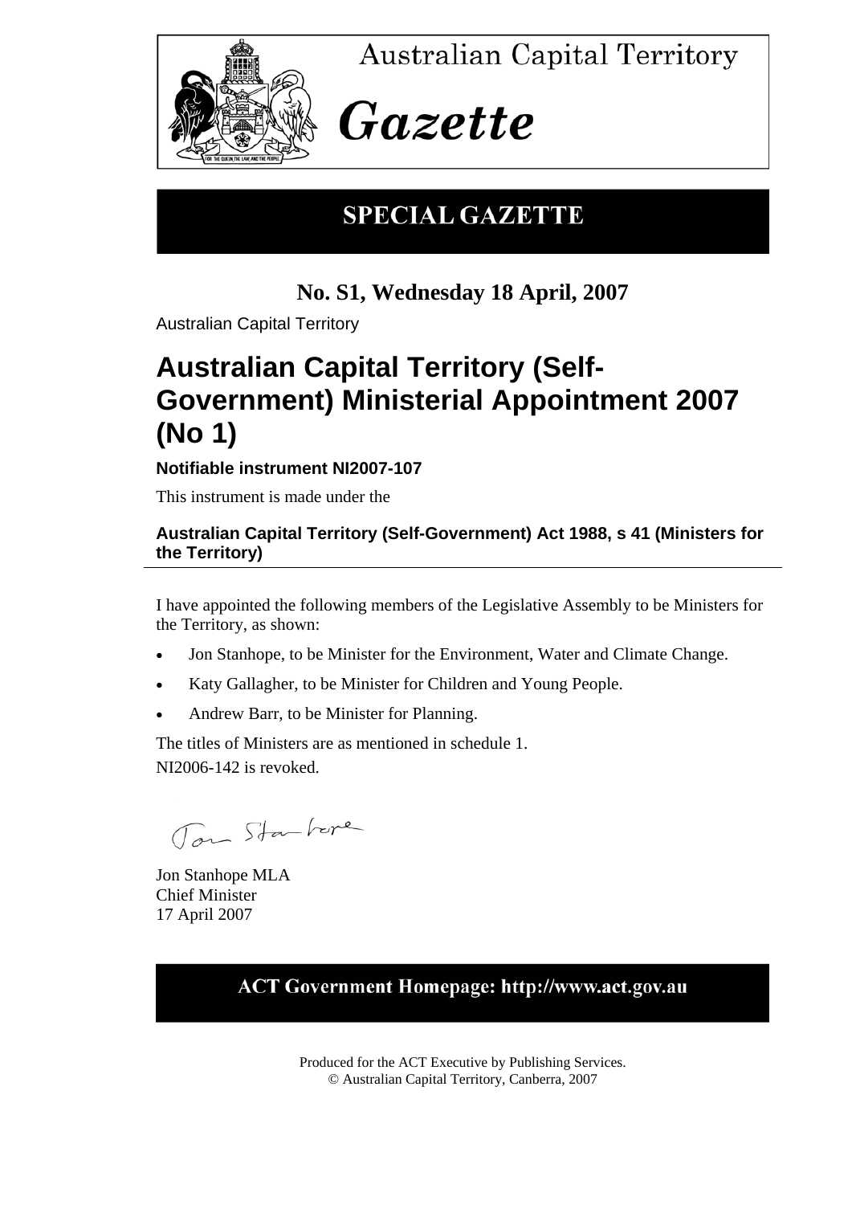Australian Capital Territory

# Gazette

## SPECIAL GAZETTE

**No. S1, Wednesday 18 April, 2007**

Australian Capital Territory

# Australian Capital Territory (Self-Government) Ministerial Appointment 2007 (No 1)

**Notifiable instrument NI2007-107**

This instrument is made under the

**Australian Capital Territory (Self-Government) Act 1988, s 41 (Ministers for the Territory)**

I have appointed the following members of the Legislative Assembly to be Ministers for the Territory, as shown:

- Jon Stanhope, to be Minister for the Environment, Water and Climate Change.
- Katy Gallagher, to be Minister for Children and Young People.
- Andrew Barr, to be Minister for Planning.

The titles of Ministers are as mentioned in schedule 1.

NI2006-142 is revoked.

Jon Stanhope MLA
Chief Minister
17 April 2007

**ACT Government Homepage: http://www.act.gov.au**

Produced for the ACT Executive by Publishing Services.
© Australian Capital Territory, Canberra, 2007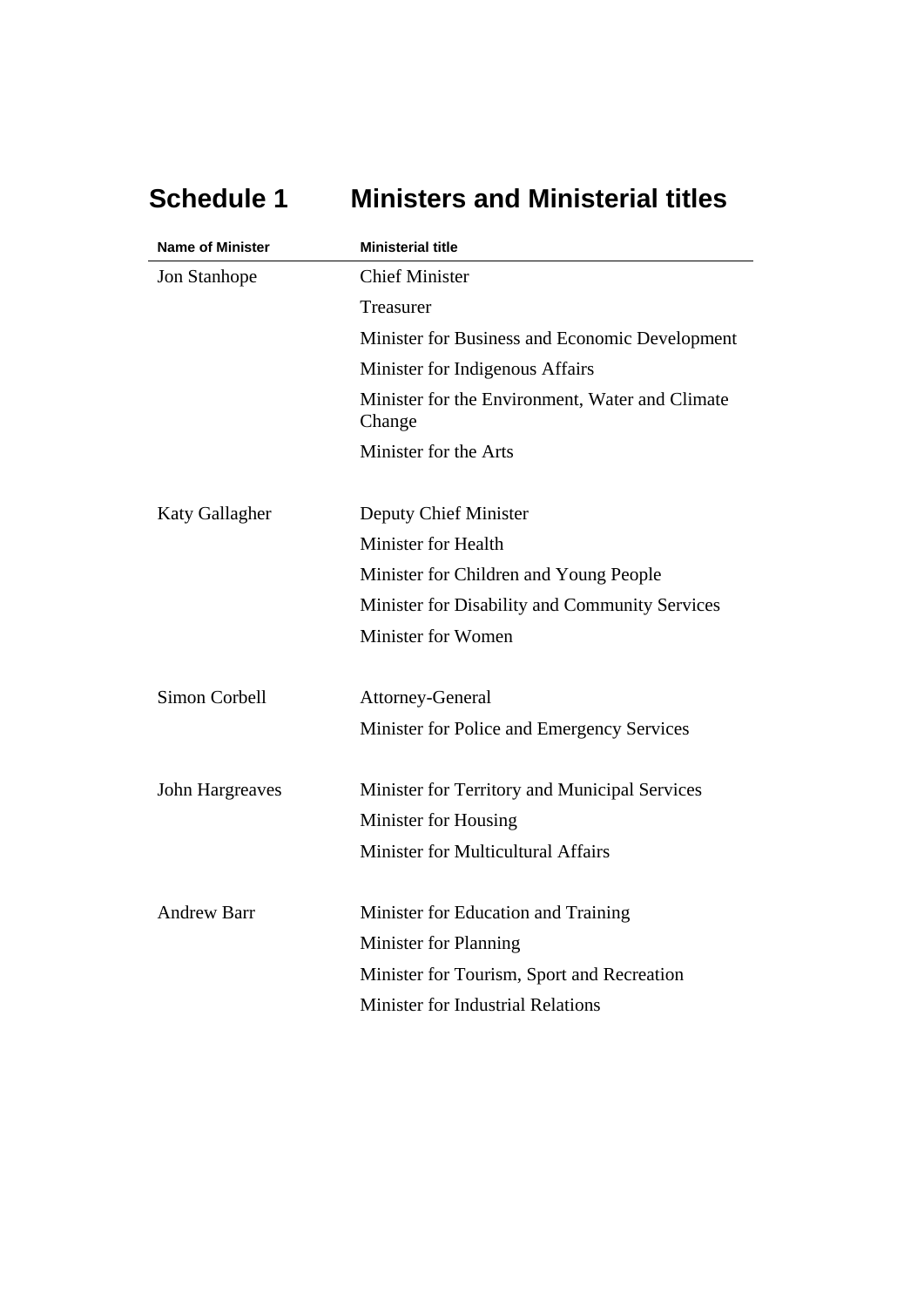# Schedule 1 Ministers and Ministerial titles

| Name of Minister | Ministerial title |
| --- | --- |
| Jon Stanhope | Chief Minister |
| | Treasurer |
| | Minister for Business and Economic Development |
| | Minister for Indigenous Affairs |
| | Minister for the Environment, Water and Climate Change |
| | Minister for the Arts |
| Katy Gallagher | Deputy Chief Minister |
| | Minister for Health |
| | Minister for Children and Young People |
| | Minister for Disability and Community Services |
| | Minister for Women |
| Simon Corbell | Attorney-General |
| | Minister for Police and Emergency Services |
| John Hargreaves | Minister for Territory and Municipal Services |
| | Minister for Housing |
| | Minister for Multicultural Affairs |
| Andrew Barr | Minister for Education and Training |
| | Minister for Planning |
| | Minister for Tourism, Sport and Recreation |
| | Minister for Industrial Relations |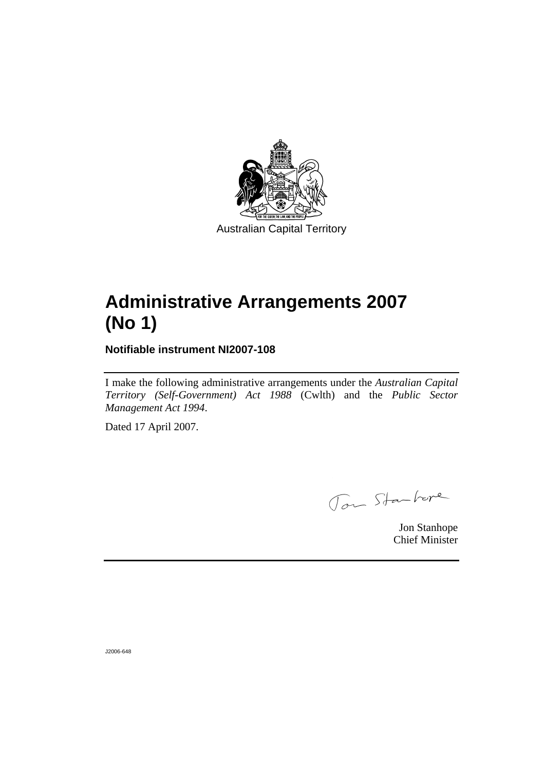Australian Capital Territory

# Administrative Arrangements 2007 (No 1)

**Notifiable instrument NI2007-108**

I make the following administrative arrangements under the *Australian Capital Territory (Self-Government) Act 1988* (Cwlth) and the *Public Sector Management Act 1994*.

Dated 17 April 2007.

Jon Stanhope
Chief Minister

J2006-648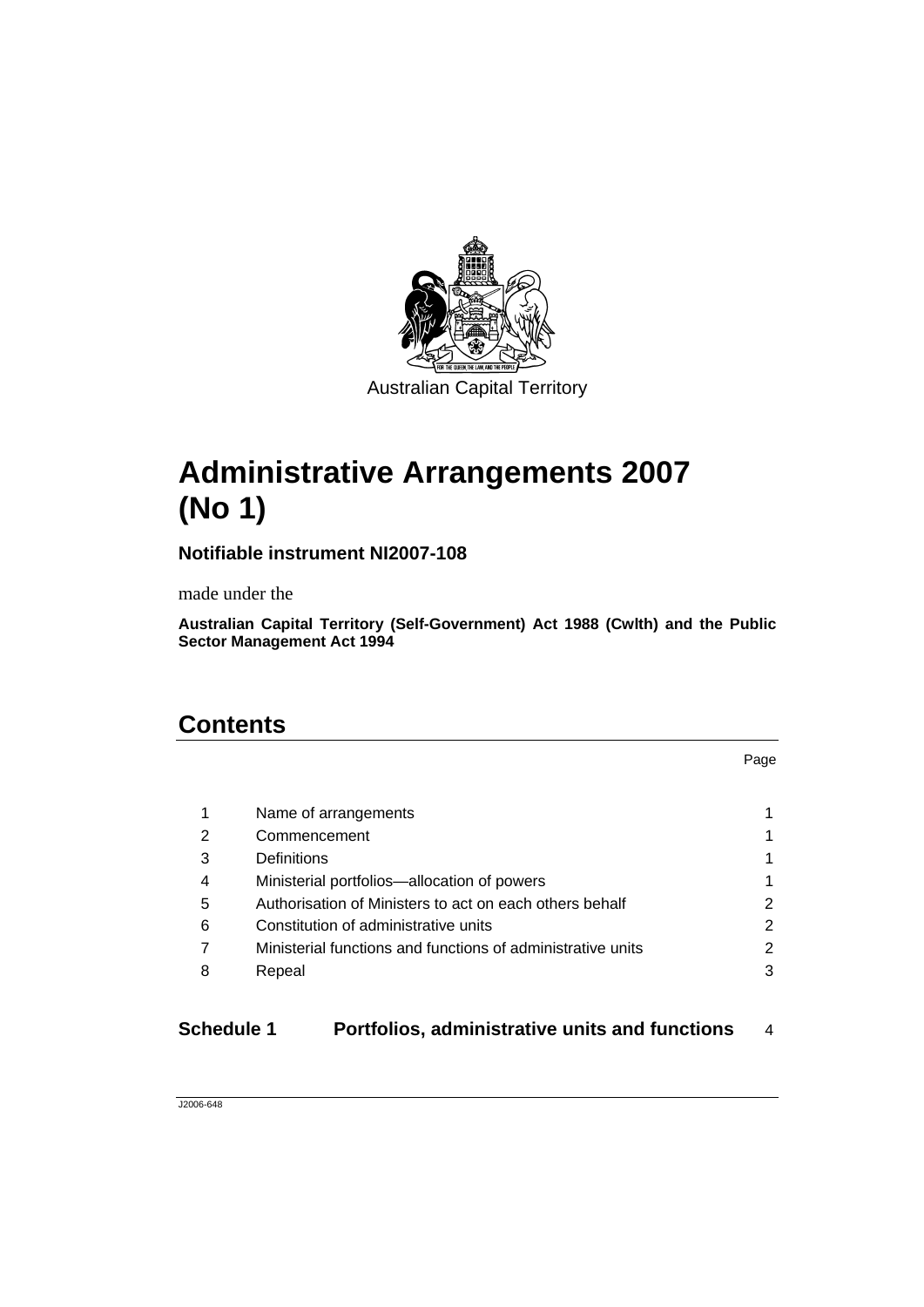Australian Capital Territory

# Administrative Arrangements 2007 (No 1)

**Notifiable instrument NI2007-108**

made under the

**Australian Capital Territory (Self-Government) Act 1988 (Cwlth) and the Public Sector Management Act 1994**

## Contents

| | | Page |
|---|---|---|
| 1 | Name of arrangements | 1 |
| 2 | Commencement | 1 |
| 3 | Definitions | 1 |
| 4 | Ministerial portfolios—allocation of powers | 1 |
| 5 | Authorisation of Ministers to act on each others behalf | 2 |
| 6 | Constitution of administrative units | 2 |
| 7 | Ministerial functions and functions of administrative units | 2 |
| 8 | Repeal | 3 |

| | | |
|---|---|---|
| **Schedule 1** | **Portfolios, administrative units and functions** | 4 |

J2006-648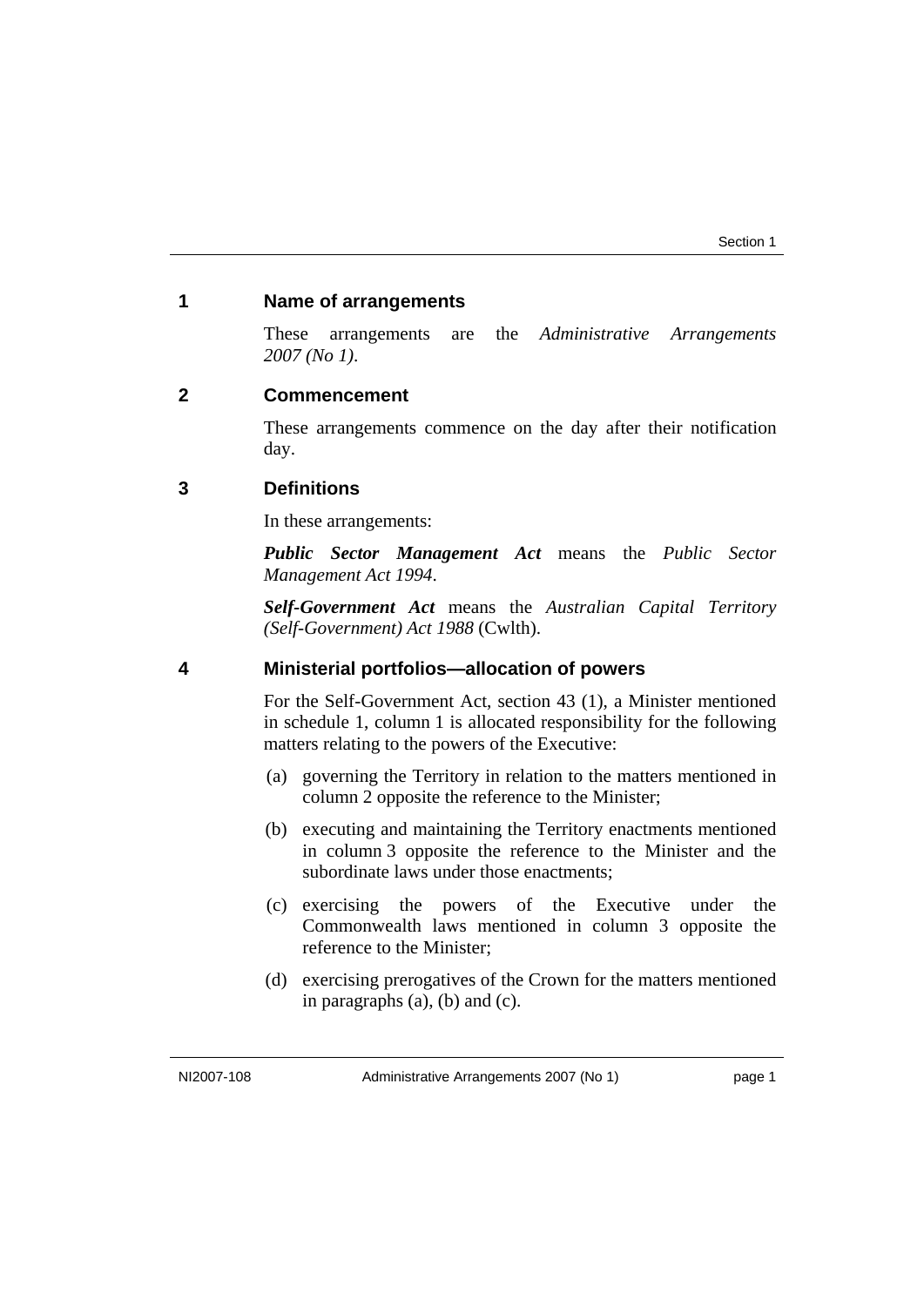## 1 Name of arrangements

These arrangements are the *Administrative Arrangements 2007 (No 1)*.

## 2 Commencement

These arrangements commence on the day after their notification day.

## 3 Definitions

In these arrangements:

***Public Sector Management Act*** means the *Public Sector Management Act 1994*.

***Self-Government Act*** means the *Australian Capital Territory (Self-Government) Act 1988* (Cwlth).

## 4 Ministerial portfolios—allocation of powers

For the Self-Government Act, section 43 (1), a Minister mentioned in schedule 1, column 1 is allocated responsibility for the following matters relating to the powers of the Executive:

(a) governing the Territory in relation to the matters mentioned in column 2 opposite the reference to the Minister;

(b) executing and maintaining the Territory enactments mentioned in column 3 opposite the reference to the Minister and the subordinate laws under those enactments;

(c) exercising the powers of the Executive under the Commonwealth laws mentioned in column 3 opposite the reference to the Minister;

(d) exercising prerogatives of the Crown for the matters mentioned in paragraphs (a), (b) and (c).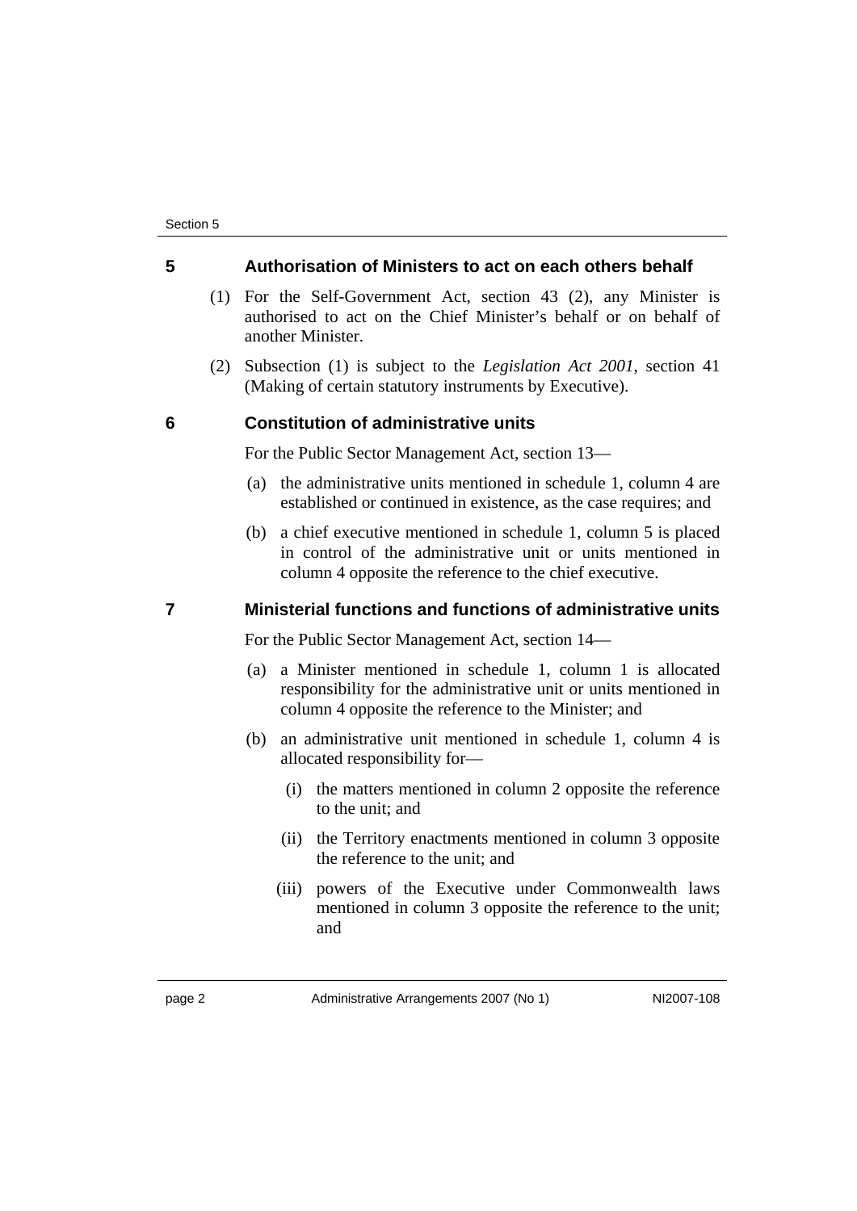## 5 Authorisation of Ministers to act on each others behalf

(1) For the Self-Government Act, section 43 (2), any Minister is authorised to act on the Chief Minister's behalf or on behalf of another Minister.

(2) Subsection (1) is subject to the *Legislation Act 2001*, section 41 (Making of certain statutory instruments by Executive).

## 6 Constitution of administrative units

For the Public Sector Management Act, section 13—

(a) the administrative units mentioned in schedule 1, column 4 are established or continued in existence, as the case requires; and

(b) a chief executive mentioned in schedule 1, column 5 is placed in control of the administrative unit or units mentioned in column 4 opposite the reference to the chief executive.

## 7 Ministerial functions and functions of administrative units

For the Public Sector Management Act, section 14—

(a) a Minister mentioned in schedule 1, column 1 is allocated responsibility for the administrative unit or units mentioned in column 4 opposite the reference to the Minister; and

(b) an administrative unit mentioned in schedule 1, column 4 is allocated responsibility for—

(i) the matters mentioned in column 2 opposite the reference to the unit; and

(ii) the Territory enactments mentioned in column 3 opposite the reference to the unit; and

(iii) powers of the Executive under Commonwealth laws mentioned in column 3 opposite the reference to the unit; and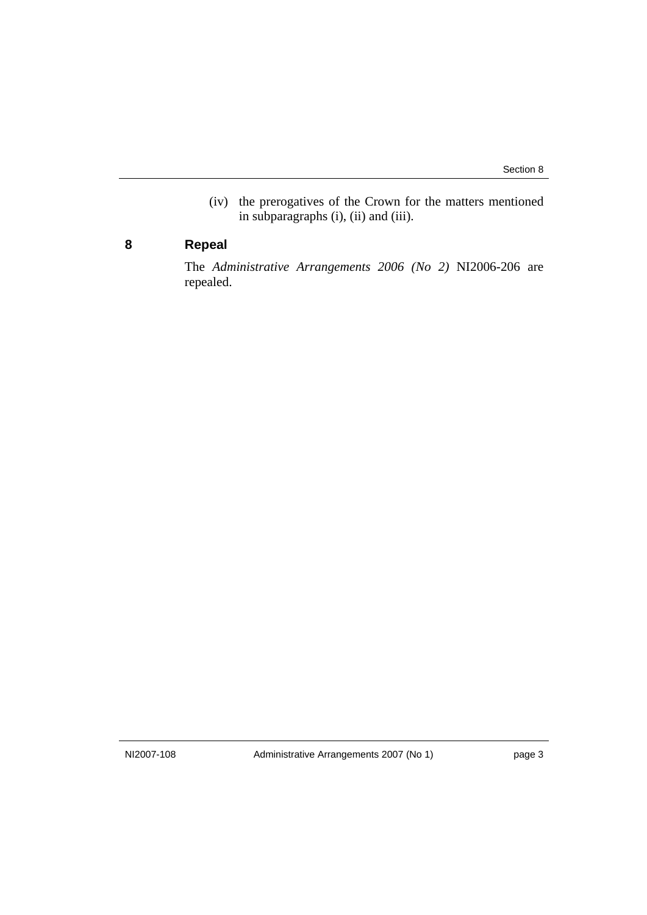(iv) the prerogatives of the Crown for the matters mentioned in subparagraphs (i), (ii) and (iii).

## 8 Repeal

The *Administrative Arrangements 2006 (No 2)* NI2006-206 are repealed.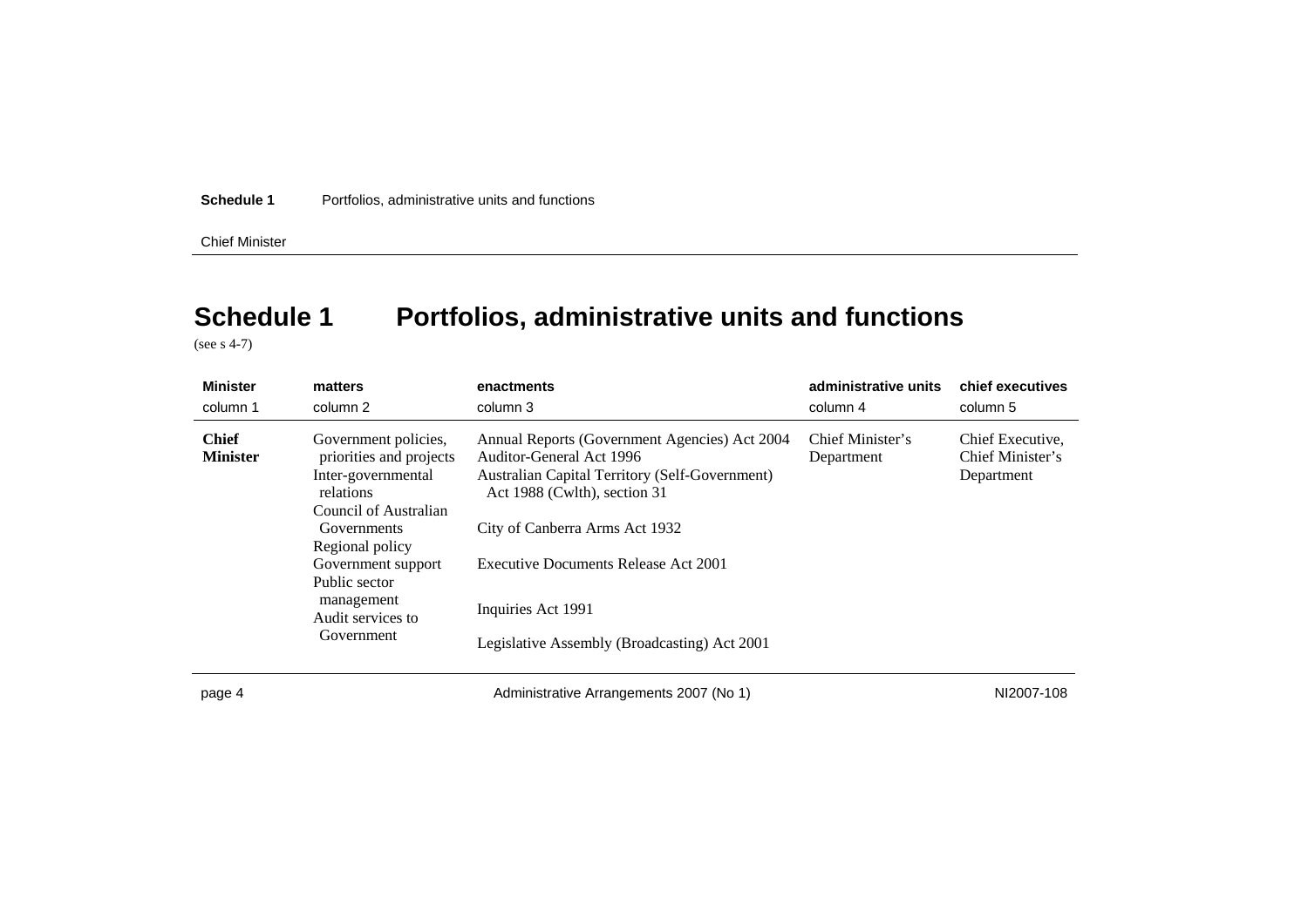# Schedule 1 Portfolios, administrative units and functions

(see s 4-7)

| Minister | matters | enactments | administrative units | chief executives |
|---|---|---|---|---|
| column 1 | column 2 | column 3 | column 4 | column 5 |
| **Chief Minister** | Government policies, priorities and projects<br>Inter-governmental relations<br>Council of Australian Governments<br>Regional policy<br>Government support<br>Public sector management<br>Audit services to Government | Annual Reports (Government Agencies) Act 2004<br>Auditor-General Act 1996<br>Australian Capital Territory (Self-Government) Act 1988 (Cwlth), section 31<br>City of Canberra Arms Act 1932<br>Executive Documents Release Act 2001<br>Inquiries Act 1991<br>Legislative Assembly (Broadcasting) Act 2001 | Chief Minister's Department | Chief Executive, Chief Minister's Department |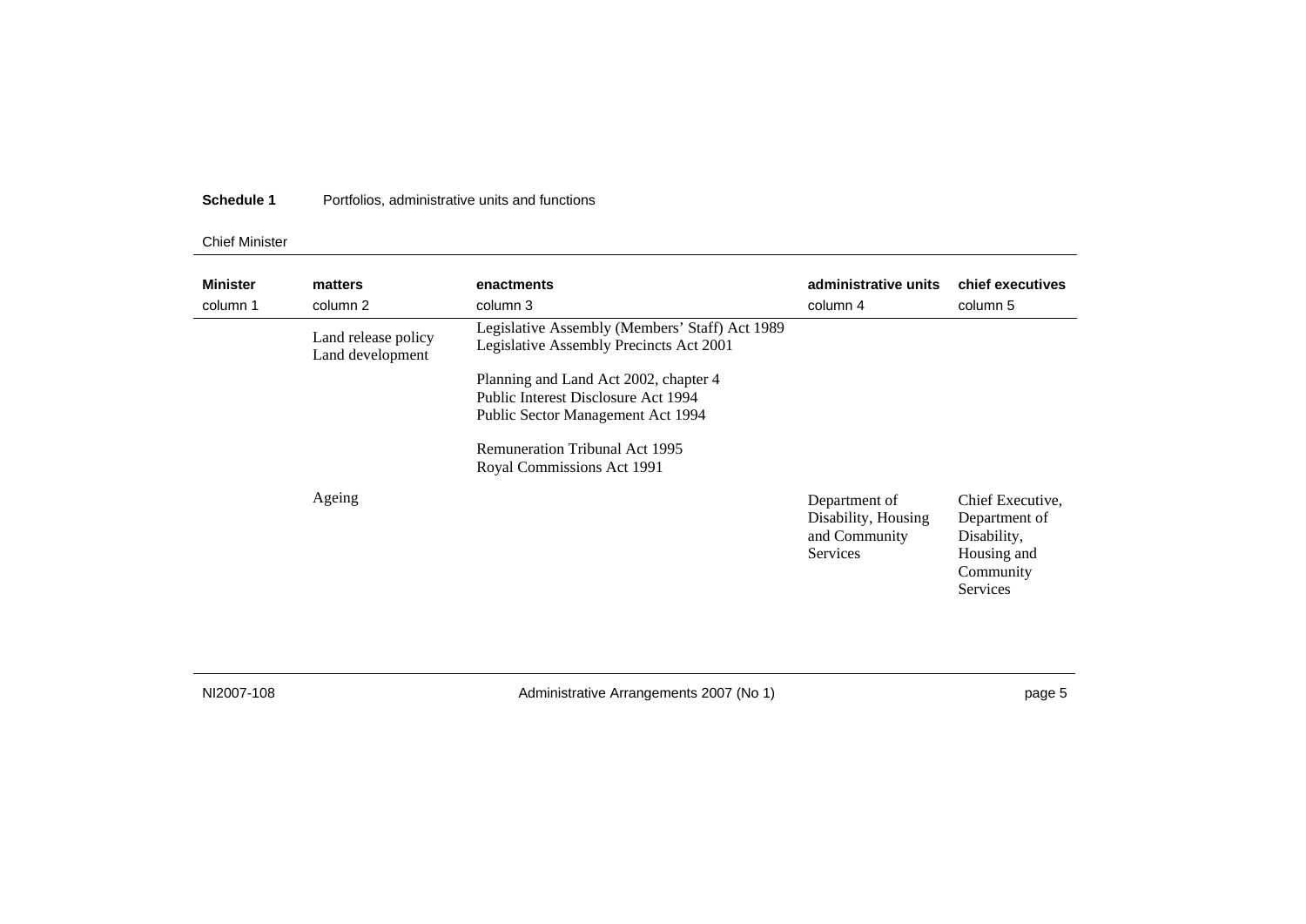**Schedule 1** Portfolios, administrative units and functions

Chief Minister

| **Minister** column 1 | **matters** column 2 | **enactments** column 3 | **administrative units** column 4 | **chief executives** column 5 |
|---|---|---|---|---|
| | Land release policy<br>Land development | Legislative Assembly (Members' Staff) Act 1989<br>Legislative Assembly Precincts Act 2001<br><br>Planning and Land Act 2002, chapter 4<br>Public Interest Disclosure Act 1994<br>Public Sector Management Act 1994<br><br>Remuneration Tribunal Act 1995<br>Royal Commissions Act 1991 | | |
| | Ageing | | Department of Disability, Housing and Community Services | Chief Executive, Department of Disability, Housing and Community Services |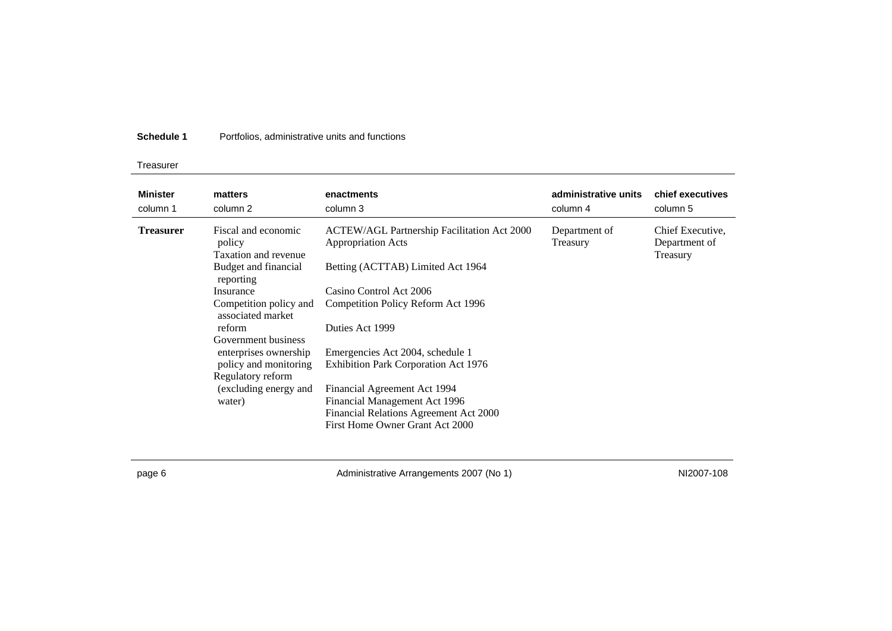**Schedule 1** Portfolios, administrative units and functions

Treasurer

| Minister<br>column 1 | matters<br>column 2 | enactments<br>column 3 | administrative units<br>column 4 | chief executives<br>column 5 |
|---|---|---|---|---|
| **Treasurer** | Fiscal and economic policy<br>Taxation and revenue<br>Budget and financial reporting<br>Insurance<br>Competition policy and associated market reform<br>Government business enterprises ownership policy and monitoring<br>Regulatory reform (excluding energy and water) | ACTEW/AGL Partnership Facilitation Act 2000<br>Appropriation Acts<br>Betting (ACTTAB) Limited Act 1964<br>Casino Control Act 2006<br>Competition Policy Reform Act 1996<br>Duties Act 1999<br>Emergencies Act 2004, schedule 1<br>Exhibition Park Corporation Act 1976<br>Financial Agreement Act 1994<br>Financial Management Act 1996<br>Financial Relations Agreement Act 2000<br>First Home Owner Grant Act 2000 | Department of Treasury | Chief Executive, Department of Treasury |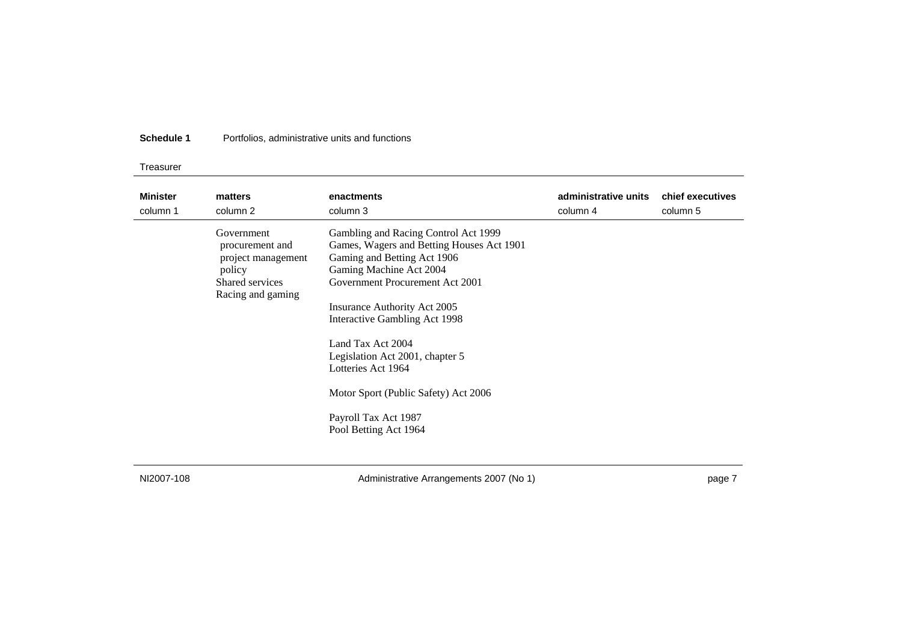**Schedule 1** Portfolios, administrative units and functions

Treasurer

| **Minister** column 1 | **matters** column 2 | **enactments** column 3 | **administrative units** column 4 | **chief executives** column 5 |
|---|---|---|---|---|
| | Government procurement and project management policy<br>Shared services<br>Racing and gaming | Gambling and Racing Control Act 1999<br>Games, Wagers and Betting Houses Act 1901<br>Gaming and Betting Act 1906<br>Gaming Machine Act 2004<br>Government Procurement Act 2001<br><br>Insurance Authority Act 2005<br>Interactive Gambling Act 1998<br><br>Land Tax Act 2004<br>Legislation Act 2001, chapter 5<br>Lotteries Act 1964<br><br>Motor Sport (Public Safety) Act 2006<br><br>Payroll Tax Act 1987<br>Pool Betting Act 1964 | | |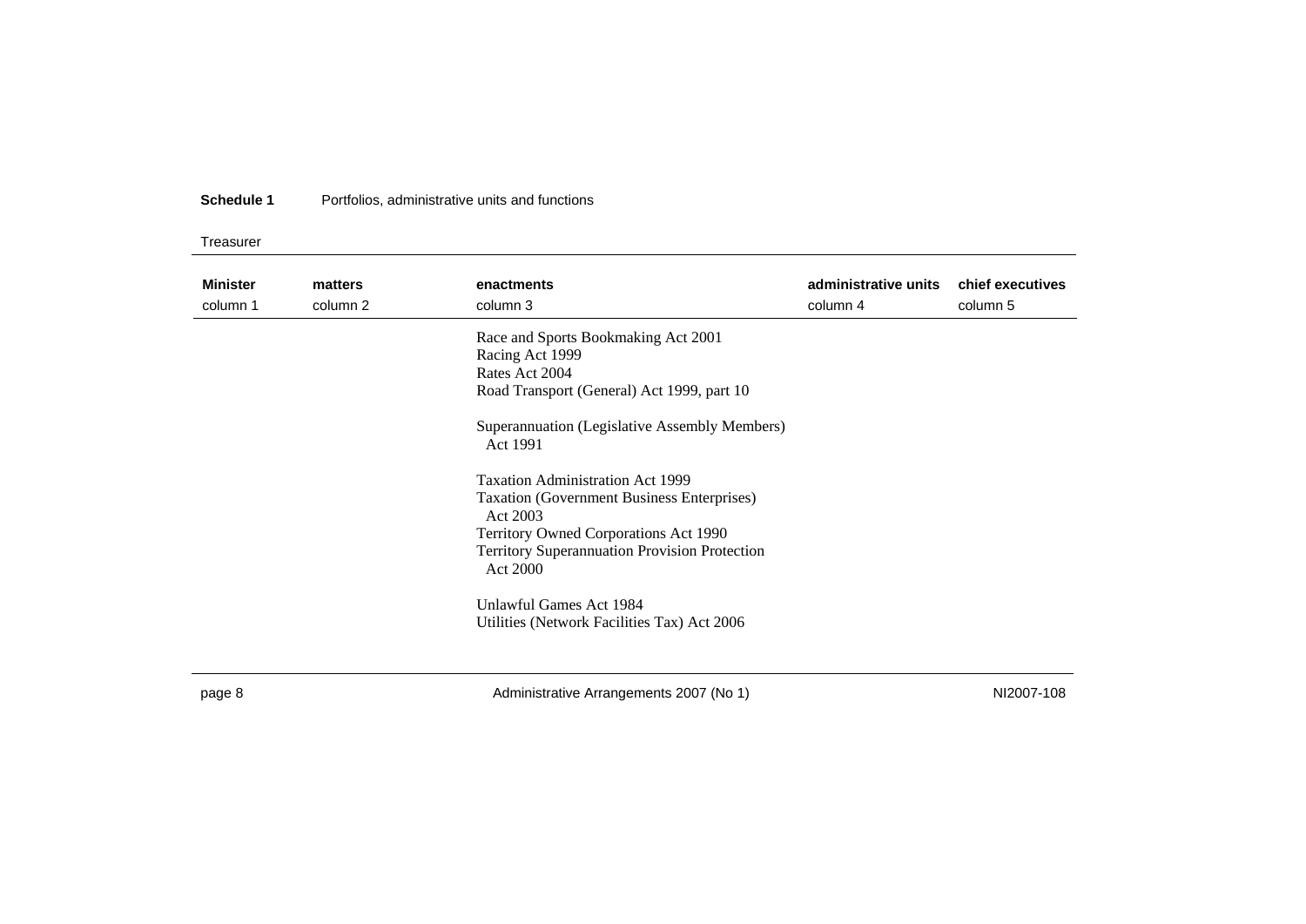**Schedule 1** Portfolios, administrative units and functions

Treasurer

| Minister<br>column 1 | matters<br>column 2 | enactments<br>column 3 | administrative units<br>column 4 | chief executives<br>column 5 |
|---|---|---|---|---|
| | | Race and Sports Bookmaking Act 2001<br>Racing Act 1999<br>Rates Act 2004<br>Road Transport (General) Act 1999, part 10<br><br>Superannuation (Legislative Assembly Members) Act 1991<br><br>Taxation Administration Act 1999<br>Taxation (Government Business Enterprises) Act 2003<br>Territory Owned Corporations Act 1990<br>Territory Superannuation Provision Protection Act 2000<br><br>Unlawful Games Act 1984<br>Utilities (Network Facilities Tax) Act 2006 | | |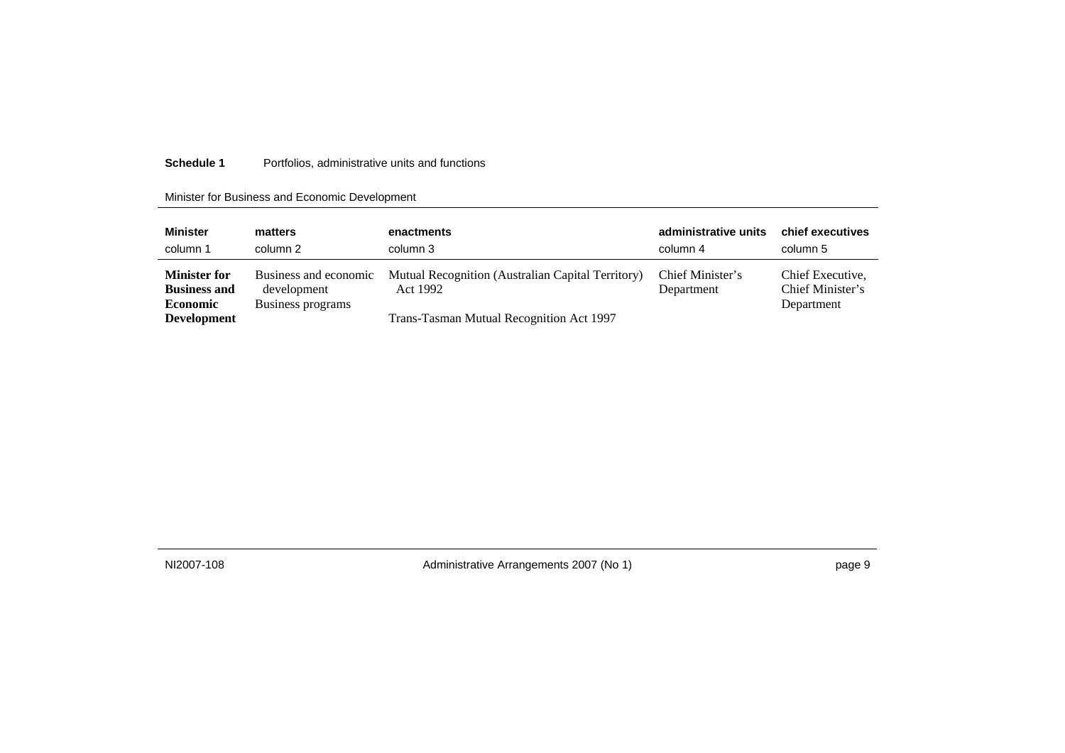Minister for Business and Economic Development

| Minister<br>column 1 | matters<br>column 2 | enactments<br>column 3 | administrative units<br>column 4 | chief executives<br>column 5 |
|---|---|---|---|---|
| **Minister for Business and Economic Development** | Business and economic development<br>Business programs | Mutual Recognition (Australian Capital Territory) Act 1992<br><br>Trans-Tasman Mutual Recognition Act 1997 | Chief Minister's Department | Chief Executive, Chief Minister's Department |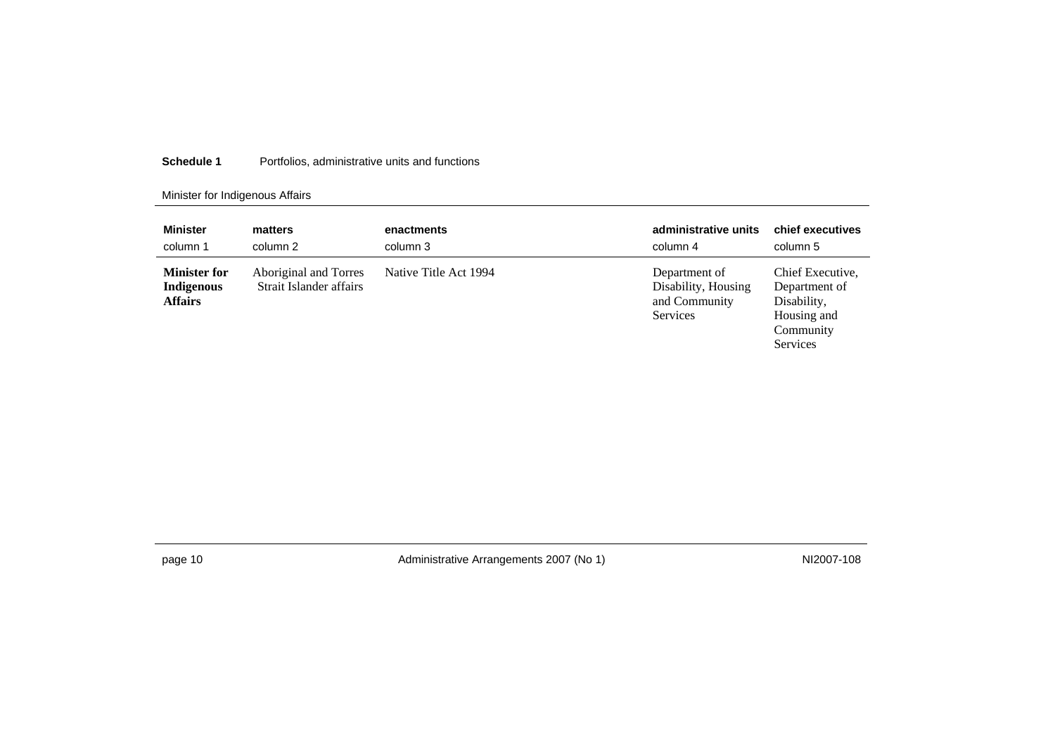**Schedule 1** Portfolios, administrative units and functions

Minister for Indigenous Affairs

| Minister<br>column 1 | matters<br>column 2 | enactments<br>column 3 | administrative units<br>column 4 | chief executives<br>column 5 |
|---|---|---|---|---|
| **Minister for Indigenous Affairs** | Aboriginal and Torres Strait Islander affairs | Native Title Act 1994 | Department of Disability, Housing and Community Services | Chief Executive, Department of Disability, Housing and Community Services |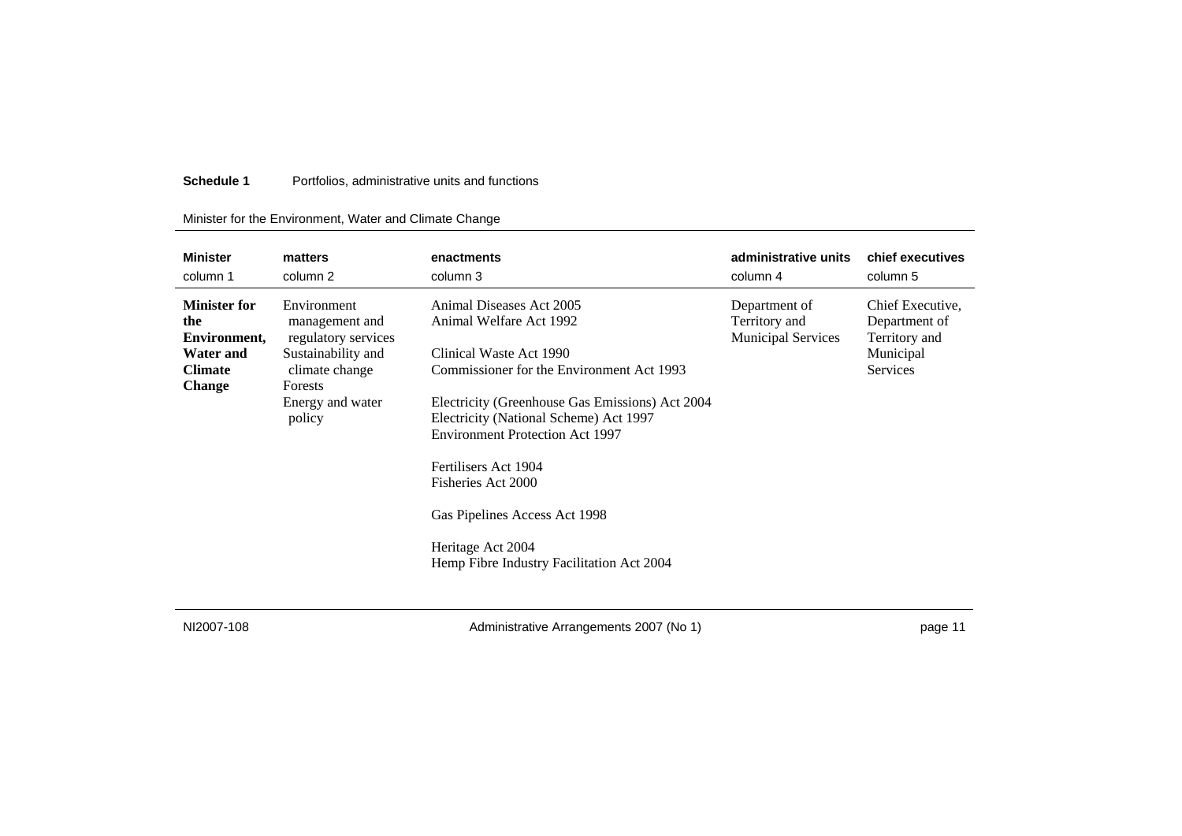**Schedule 1** Portfolios, administrative units and functions

Minister for the Environment, Water and Climate Change

| Minister column 1 | matters column 2 | enactments column 3 | administrative units column 4 | chief executives column 5 |
|---|---|---|---|---|
| **Minister for the Environment, Water and Climate Change** | Environment management and regulatory services<br>Sustainability and climate change<br>Forests<br>Energy and water policy | Animal Diseases Act 2005<br>Animal Welfare Act 1992<br><br>Clinical Waste Act 1990<br>Commissioner for the Environment Act 1993<br><br>Electricity (Greenhouse Gas Emissions) Act 2004<br>Electricity (National Scheme) Act 1997<br>Environment Protection Act 1997<br><br>Fertilisers Act 1904<br>Fisheries Act 2000<br><br>Gas Pipelines Access Act 1998<br><br>Heritage Act 2004<br>Hemp Fibre Industry Facilitation Act 2004 | Department of Territory and Municipal Services | Chief Executive, Department of Territory and Municipal Services |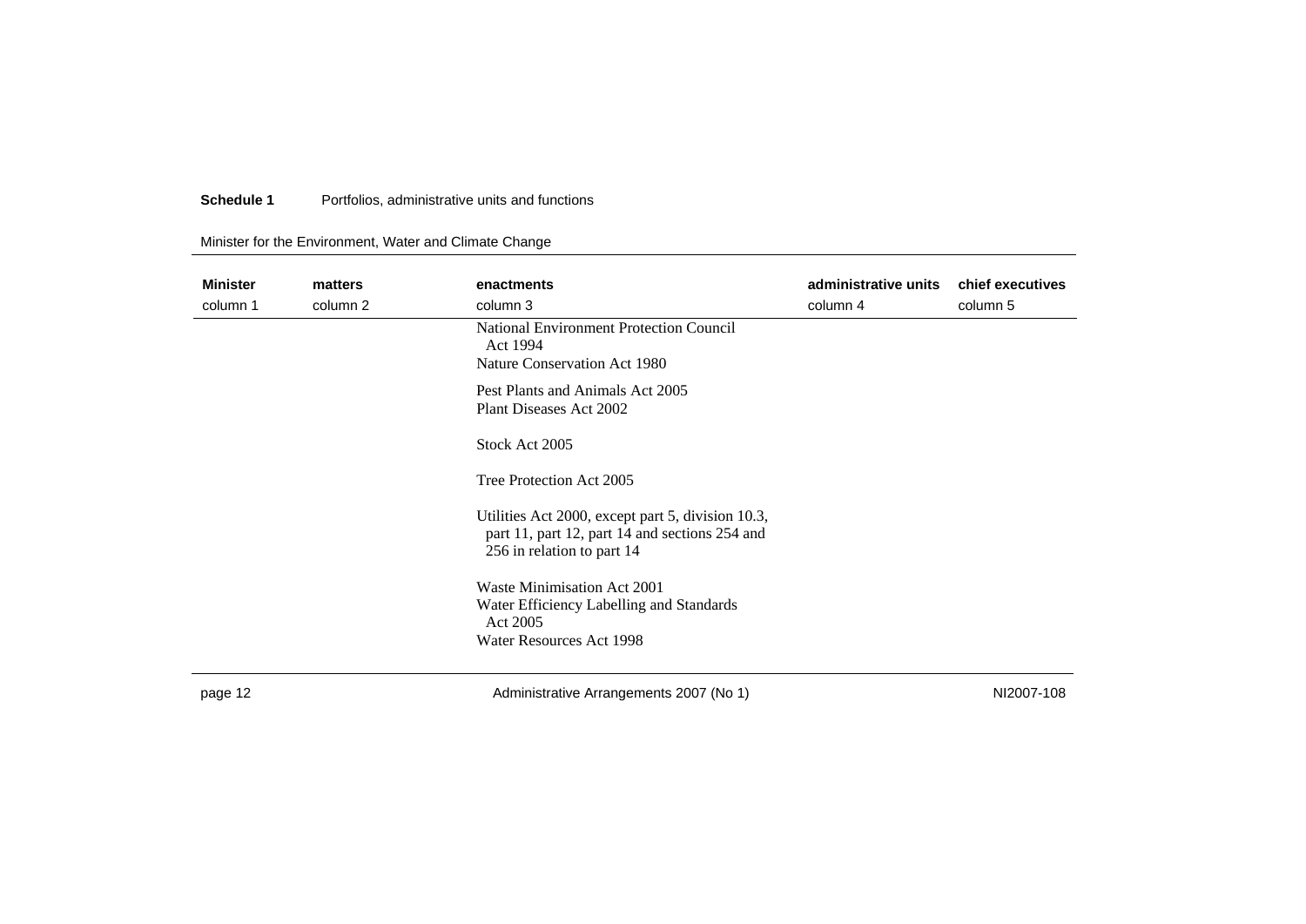**Schedule 1** Portfolios, administrative units and functions

Minister for the Environment, Water and Climate Change

| Minister | matters | enactments | administrative units | chief executives |
|---|---|---|---|---|
| column 1 | column 2 | column 3 | column 4 | column 5 |
| | | National Environment Protection Council Act 1994 | | |
| | | Nature Conservation Act 1980 | | |
| | | Pest Plants and Animals Act 2005 | | |
| | | Plant Diseases Act 2002 | | |
| | | Stock Act 2005 | | |
| | | Tree Protection Act 2005 | | |
| | | Utilities Act 2000, except part 5, division 10.3, part 11, part 12, part 14 and sections 254 and 256 in relation to part 14 | | |
| | | Waste Minimisation Act 2001 | | |
| | | Water Efficiency Labelling and Standards Act 2005 | | |
| | | Water Resources Act 1998 | | |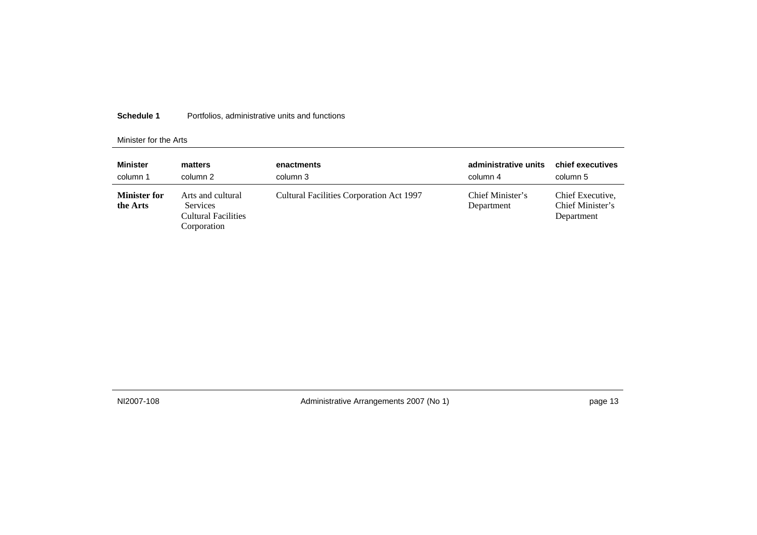**Schedule 1** Portfolios, administrative units and functions

Minister for the Arts

| Minister<br>column 1 | matters<br>column 2 | enactments<br>column 3 | administrative units<br>column 4 | chief executives<br>column 5 |
|---|---|---|---|---|
| **Minister for the Arts** | Arts and cultural Services<br>Cultural Facilities Corporation | Cultural Facilities Corporation Act 1997 | Chief Minister's Department | Chief Executive, Chief Minister's Department |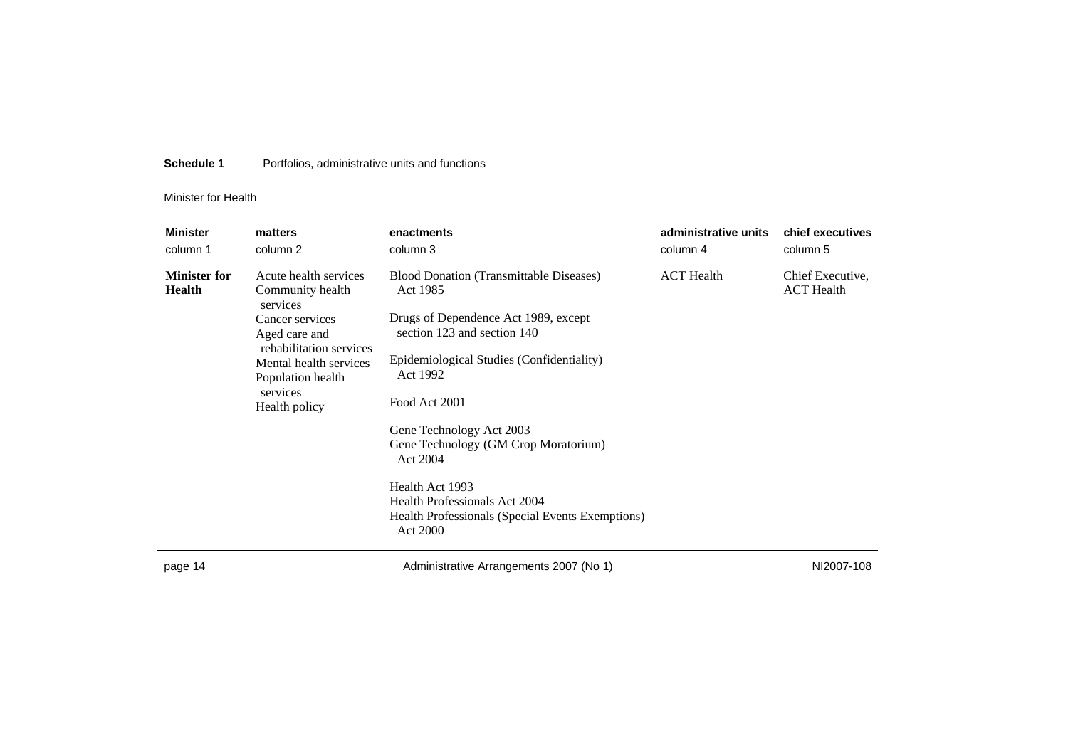**Schedule 1** Portfolios, administrative units and functions

Minister for Health

| Minister<br>column 1 | matters<br>column 2 | enactments<br>column 3 | administrative units<br>column 4 | chief executives<br>column 5 |
|---|---|---|---|---|
| **Minister for Health** | Acute health services<br>Community health services<br>Cancer services<br>Aged care and rehabilitation services<br>Mental health services<br>Population health services<br>Health policy | Blood Donation (Transmittable Diseases) Act 1985<br><br>Drugs of Dependence Act 1989, except section 123 and section 140<br><br>Epidemiological Studies (Confidentiality) Act 1992<br><br>Food Act 2001<br><br>Gene Technology Act 2003<br>Gene Technology (GM Crop Moratorium) Act 2004<br><br>Health Act 1993<br>Health Professionals Act 2004<br>Health Professionals (Special Events Exemptions) Act 2000 | ACT Health | Chief Executive, ACT Health |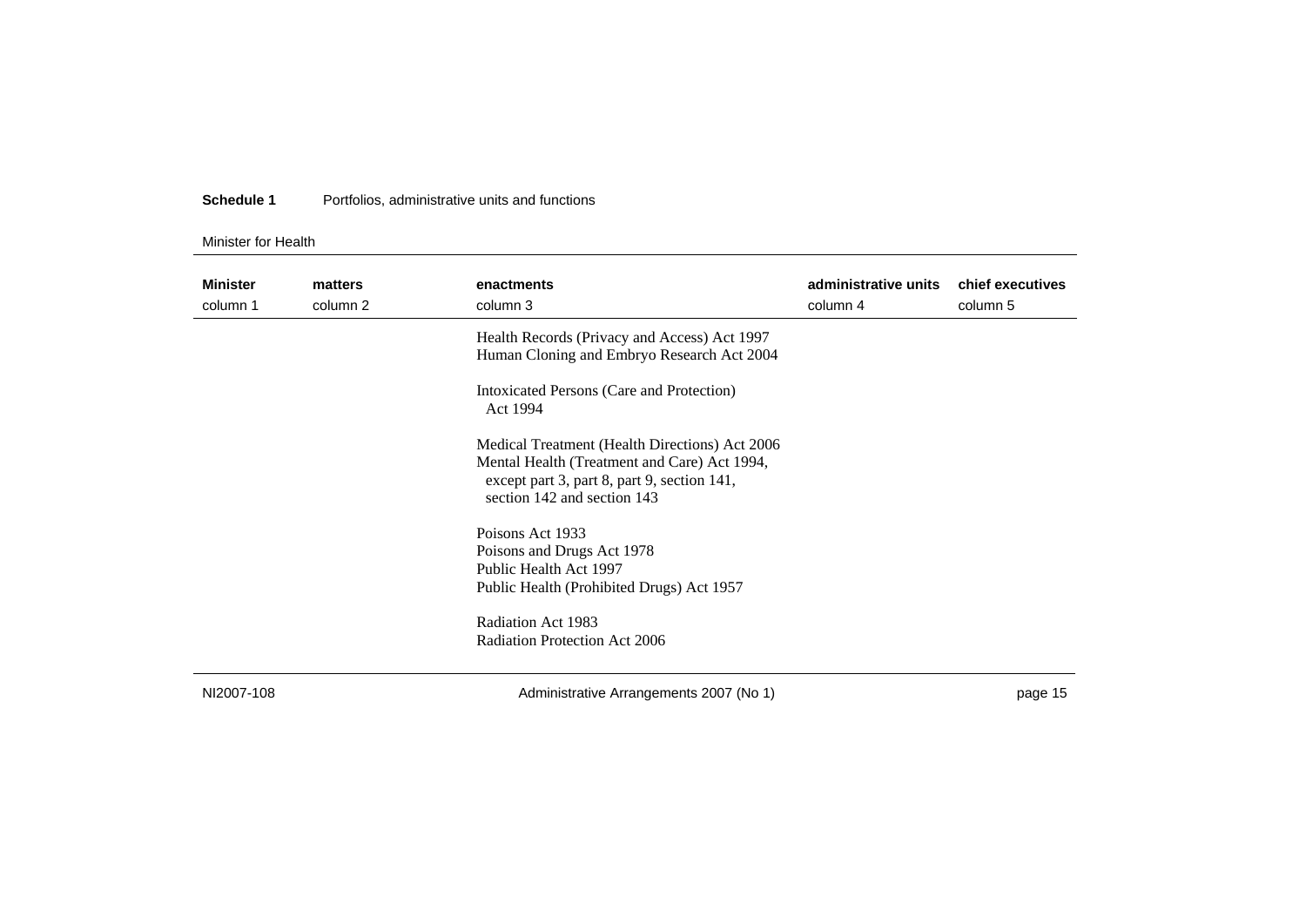**Schedule 1** Portfolios, administrative units and functions

Minister for Health

| Minister<br>column 1 | matters<br>column 2 | enactments<br>column 3 | administrative units<br>column 4 | chief executives<br>column 5 |
|---|---|---|---|---|
| | | Health Records (Privacy and Access) Act 1997<br>Human Cloning and Embryo Research Act 2004<br><br>Intoxicated Persons (Care and Protection) Act 1994<br><br>Medical Treatment (Health Directions) Act 2006<br>Mental Health (Treatment and Care) Act 1994, except part 3, part 8, part 9, section 141, section 142 and section 143<br><br>Poisons Act 1933<br>Poisons and Drugs Act 1978<br>Public Health Act 1997<br>Public Health (Prohibited Drugs) Act 1957<br><br>Radiation Act 1983<br>Radiation Protection Act 2006 | | |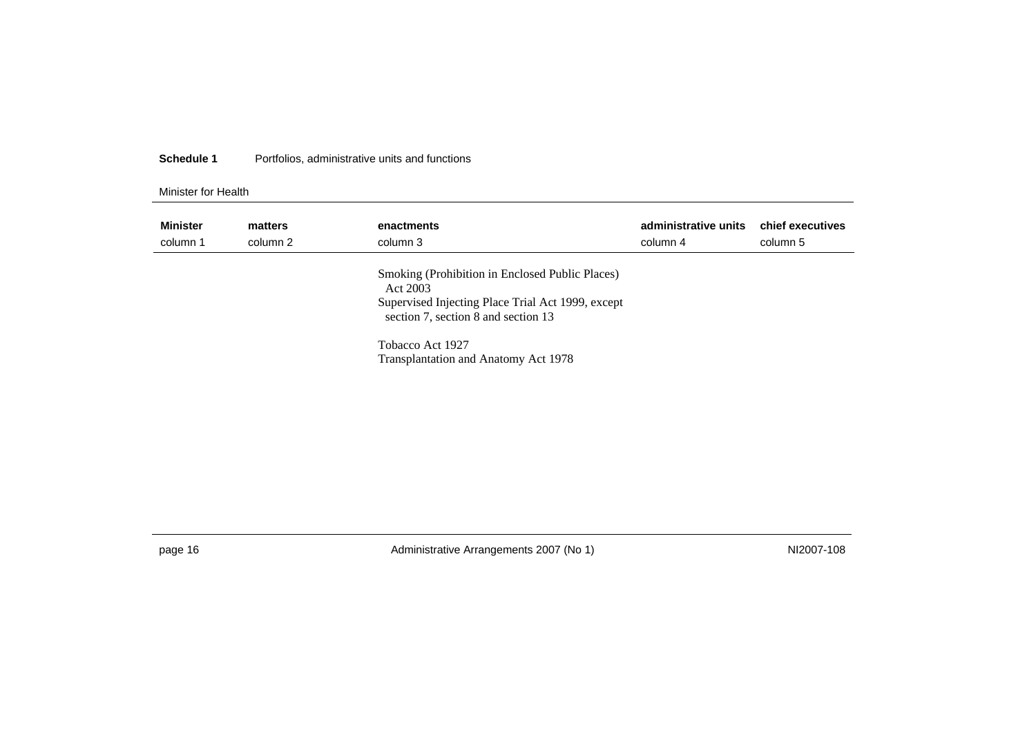**Schedule 1** Portfolios, administrative units and functions

Minister for Health

| Minister<br>column 1 | matters<br>column 2 | enactments<br>column 3 | administrative units<br>column 4 | chief executives<br>column 5 |
|---|---|---|---|---|
| | | Smoking (Prohibition in Enclosed Public Places) Act 2003<br>Supervised Injecting Place Trial Act 1999, except section 7, section 8 and section 13<br>Tobacco Act 1927<br>Transplantation and Anatomy Act 1978 | | |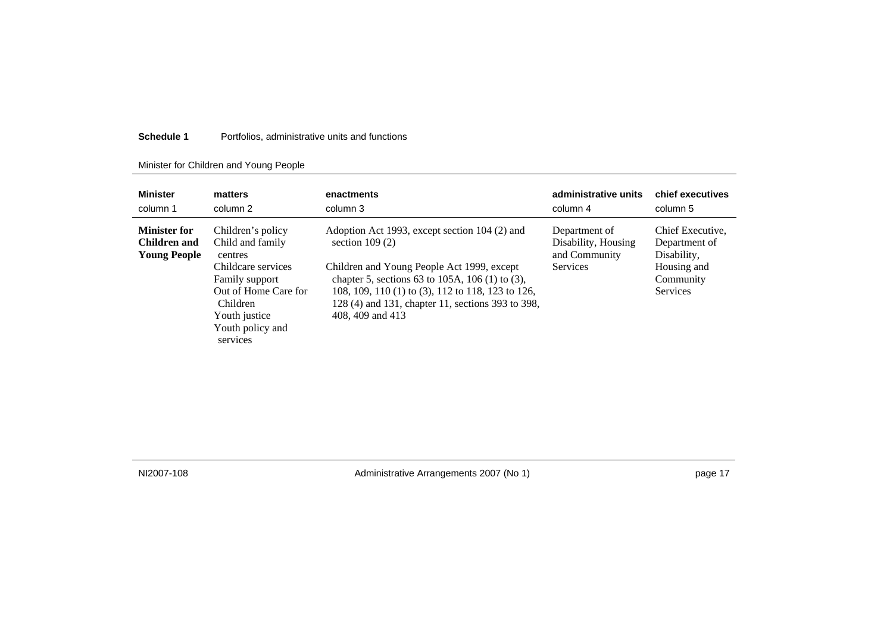**Schedule 1** Portfolios, administrative units and functions

Minister for Children and Young People

| Minister<br>column 1 | matters<br>column 2 | enactments<br>column 3 | administrative units<br>column 4 | chief executives<br>column 5 |
|---|---|---|---|---|
| **Minister for Children and Young People** | Children's policy<br>Child and family centres<br>Childcare services<br>Family support<br>Out of Home Care for Children<br>Youth justice<br>Youth policy and services | Adoption Act 1993, except section 104 (2) and section 109 (2)<br><br>Children and Young People Act 1999, except chapter 5, sections 63 to 105A, 106 (1) to (3), 108, 109, 110 (1) to (3), 112 to 118, 123 to 126, 128 (4) and 131, chapter 11, sections 393 to 398, 408, 409 and 413 | Department of Disability, Housing and Community Services | Chief Executive, Department of Disability, Housing and Community Services |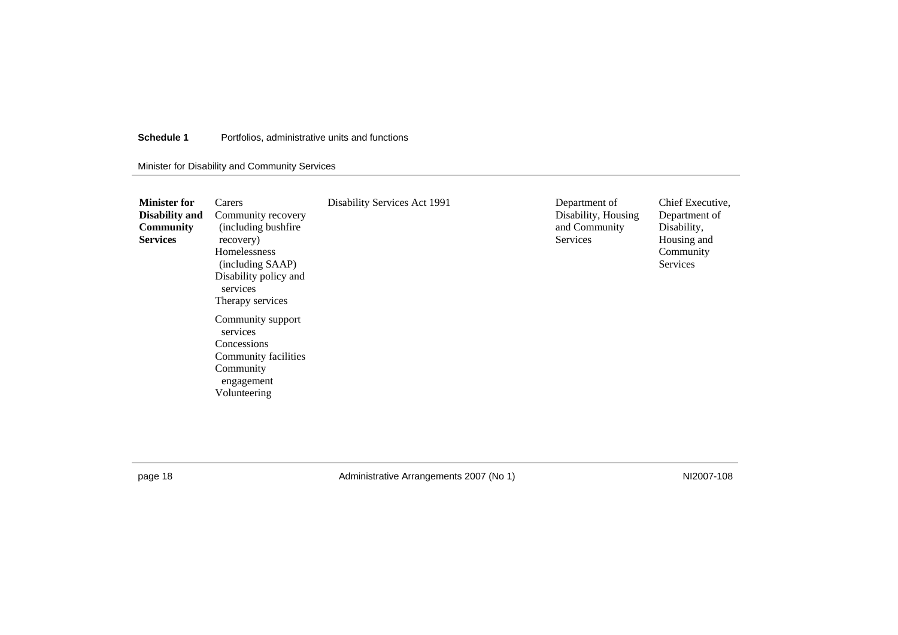**Schedule 1** Portfolios, administrative units and functions

Minister for Disability and Community Services

| | | | | |
|---|---|---|---|---|
| **Minister for Disability and Community Services** | Carers<br>Community recovery (including bushfire recovery)<br>Homelessness (including SAAP)<br>Disability policy and services<br>Therapy services<br><br>Community support services<br>Concessions<br>Community facilities<br>Community engagement<br>Volunteering | Disability Services Act 1991 | Department of Disability, Housing and Community Services | Chief Executive, Department of Disability, Housing and Community Services |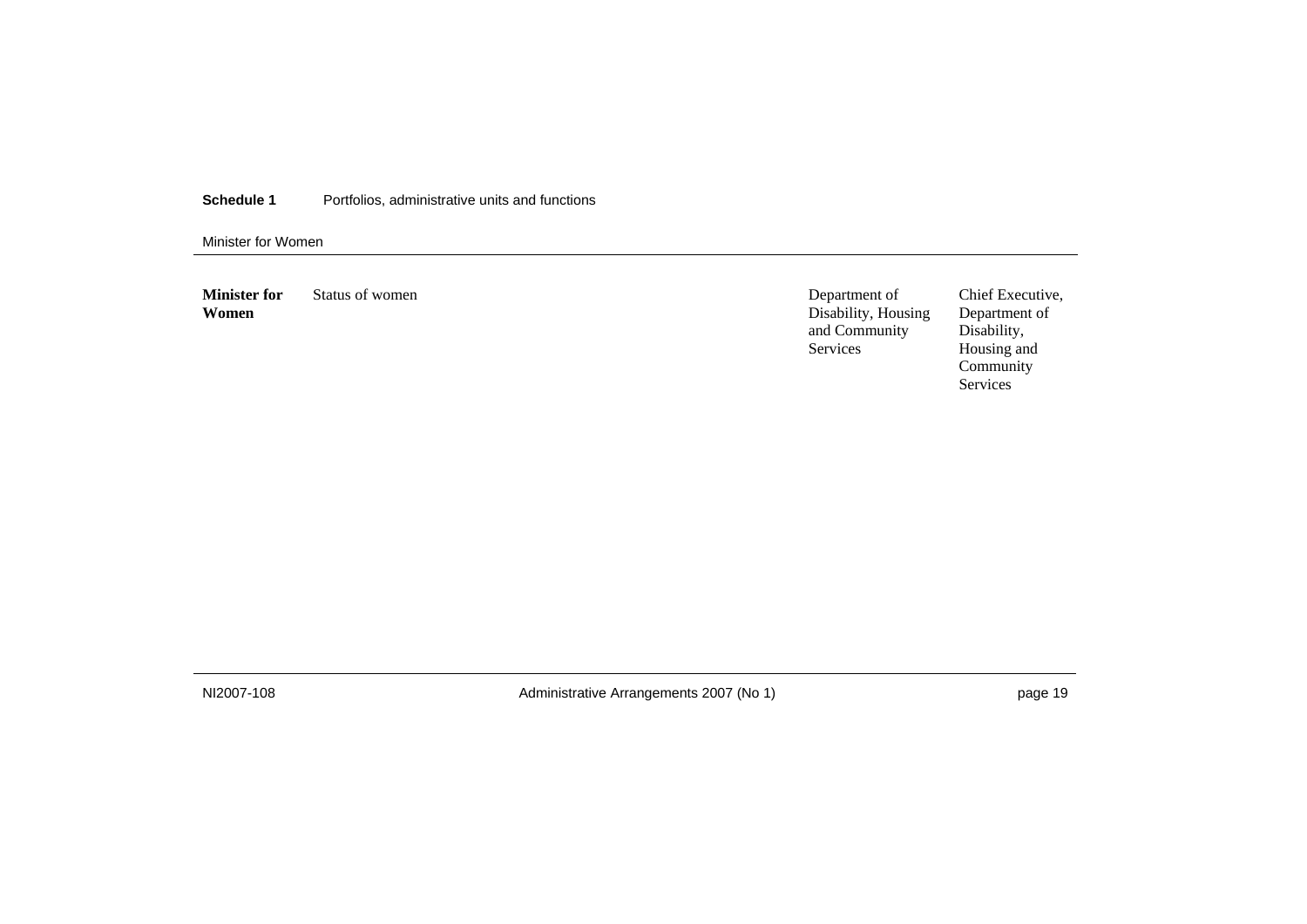**Schedule 1** Portfolios, administrative units and functions

Minister for Women

| | | | |
|---|---|---|---|
| **Minister for Women** | Status of women | Department of Disability, Housing and Community Services | Chief Executive, Department of Disability, Housing and Community Services |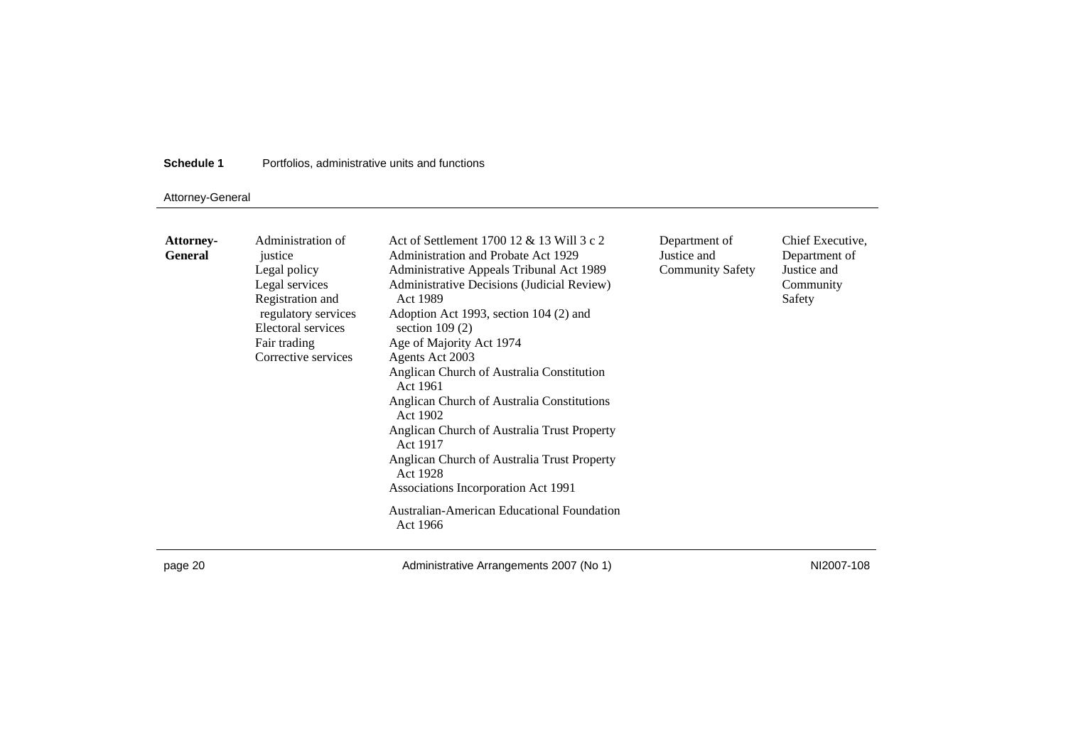**Schedule 1** Portfolios, administrative units and functions

Attorney-General

| | | | | |
|---|---|---|---|---|
| **Attorney-General** | Administration of justice<br>Legal policy<br>Legal services<br>Registration and regulatory services<br>Electoral services<br>Fair trading<br>Corrective services | Act of Settlement 1700 12 & 13 Will 3 c 2<br>Administration and Probate Act 1929<br>Administrative Appeals Tribunal Act 1989<br>Administrative Decisions (Judicial Review) Act 1989<br>Adoption Act 1993, section 104 (2) and section 109 (2)<br>Age of Majority Act 1974<br>Agents Act 2003<br>Anglican Church of Australia Constitution Act 1961<br>Anglican Church of Australia Constitutions Act 1902<br>Anglican Church of Australia Trust Property Act 1917<br>Anglican Church of Australia Trust Property Act 1928<br>Associations Incorporation Act 1991<br>Australian-American Educational Foundation Act 1966 | Department of Justice and Community Safety | Chief Executive, Department of Justice and Community Safety |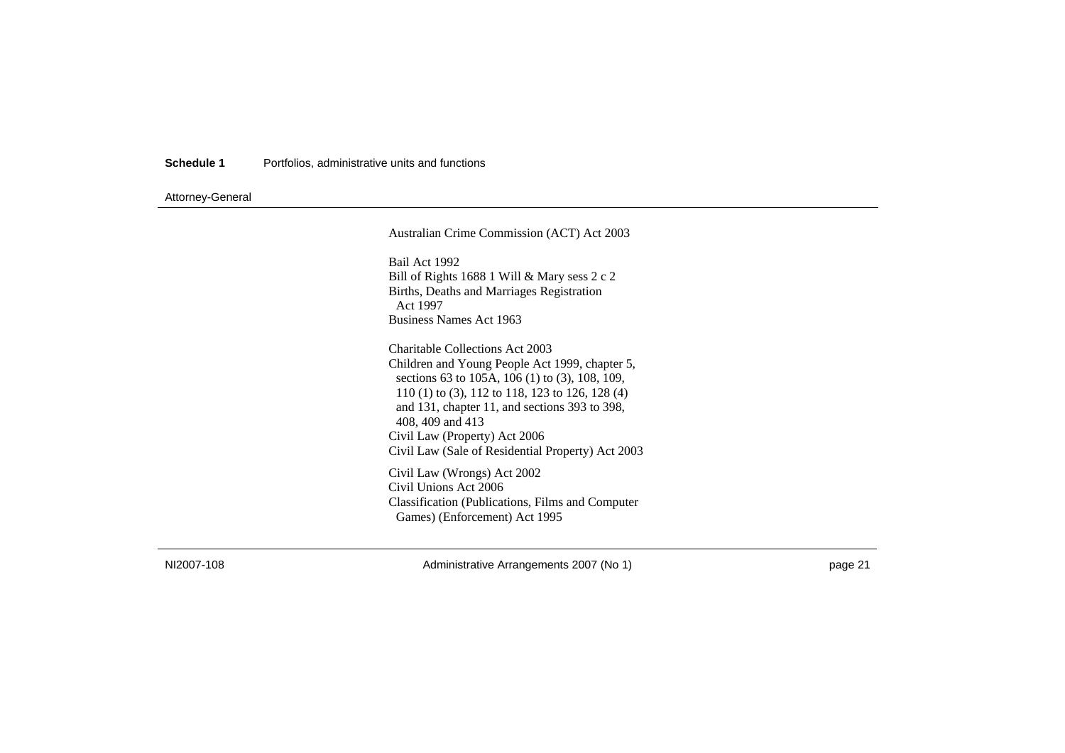Australian Crime Commission (ACT) Act 2003

Bail Act 1992
Bill of Rights 1688 1 Will & Mary sess 2 c 2
Births, Deaths and Marriages Registration Act 1997
Business Names Act 1963

Charitable Collections Act 2003
Children and Young People Act 1999, chapter 5, sections 63 to 105A, 106 (1) to (3), 108, 109, 110 (1) to (3), 112 to 118, 123 to 126, 128 (4) and 131, chapter 11, and sections 393 to 398, 408, 409 and 413
Civil Law (Property) Act 2006
Civil Law (Sale of Residential Property) Act 2003

Civil Law (Wrongs) Act 2002
Civil Unions Act 2006
Classification (Publications, Films and Computer Games) (Enforcement) Act 1995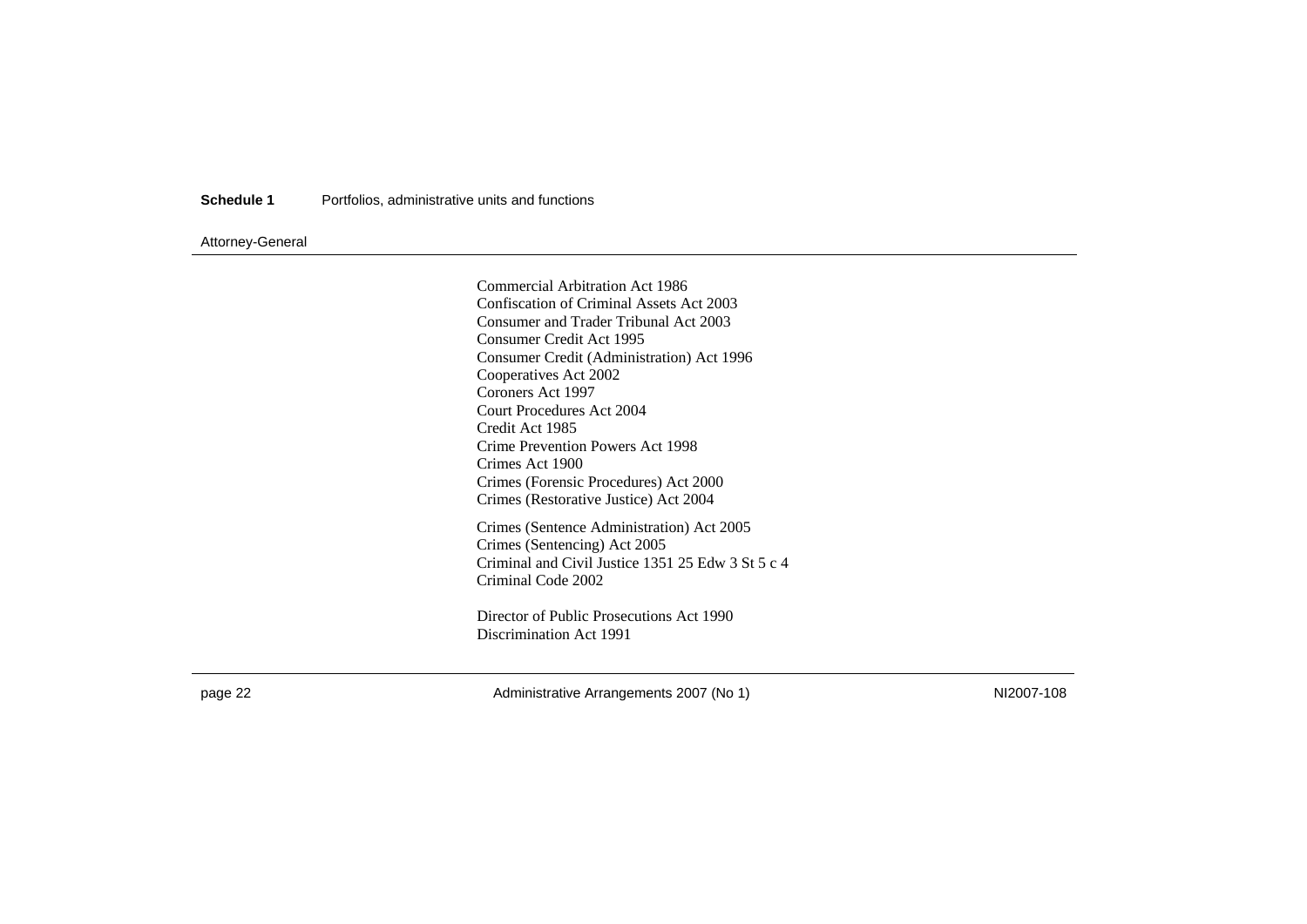Commercial Arbitration Act 1986
Confiscation of Criminal Assets Act 2003
Consumer and Trader Tribunal Act 2003
Consumer Credit Act 1995
Consumer Credit (Administration) Act 1996
Cooperatives Act 2002
Coroners Act 1997
Court Procedures Act 2004
Credit Act 1985
Crime Prevention Powers Act 1998
Crimes Act 1900
Crimes (Forensic Procedures) Act 2000
Crimes (Restorative Justice) Act 2004

Crimes (Sentence Administration) Act 2005
Crimes (Sentencing) Act 2005
Criminal and Civil Justice 1351 25 Edw 3 St 5 c 4
Criminal Code 2002

Director of Public Prosecutions Act 1990
Discrimination Act 1991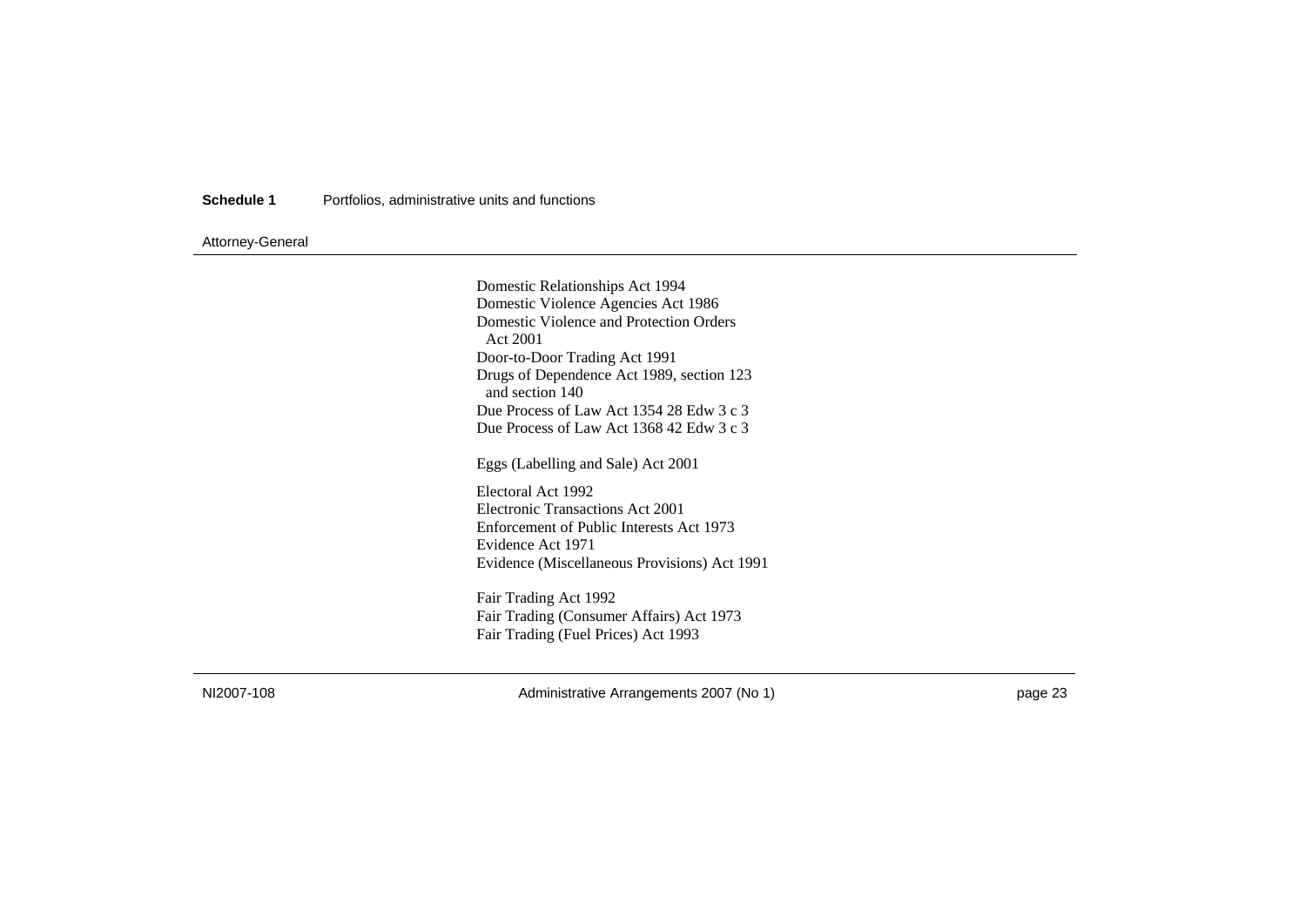Domestic Relationships Act 1994
Domestic Violence Agencies Act 1986
Domestic Violence and Protection Orders Act 2001
Door-to-Door Trading Act 1991
Drugs of Dependence Act 1989, section 123 and section 140
Due Process of Law Act 1354 28 Edw 3 c 3
Due Process of Law Act 1368 42 Edw 3 c 3

Eggs (Labelling and Sale) Act 2001

Electoral Act 1992
Electronic Transactions Act 2001
Enforcement of Public Interests Act 1973
Evidence Act 1971
Evidence (Miscellaneous Provisions) Act 1991

Fair Trading Act 1992
Fair Trading (Consumer Affairs) Act 1973
Fair Trading (Fuel Prices) Act 1993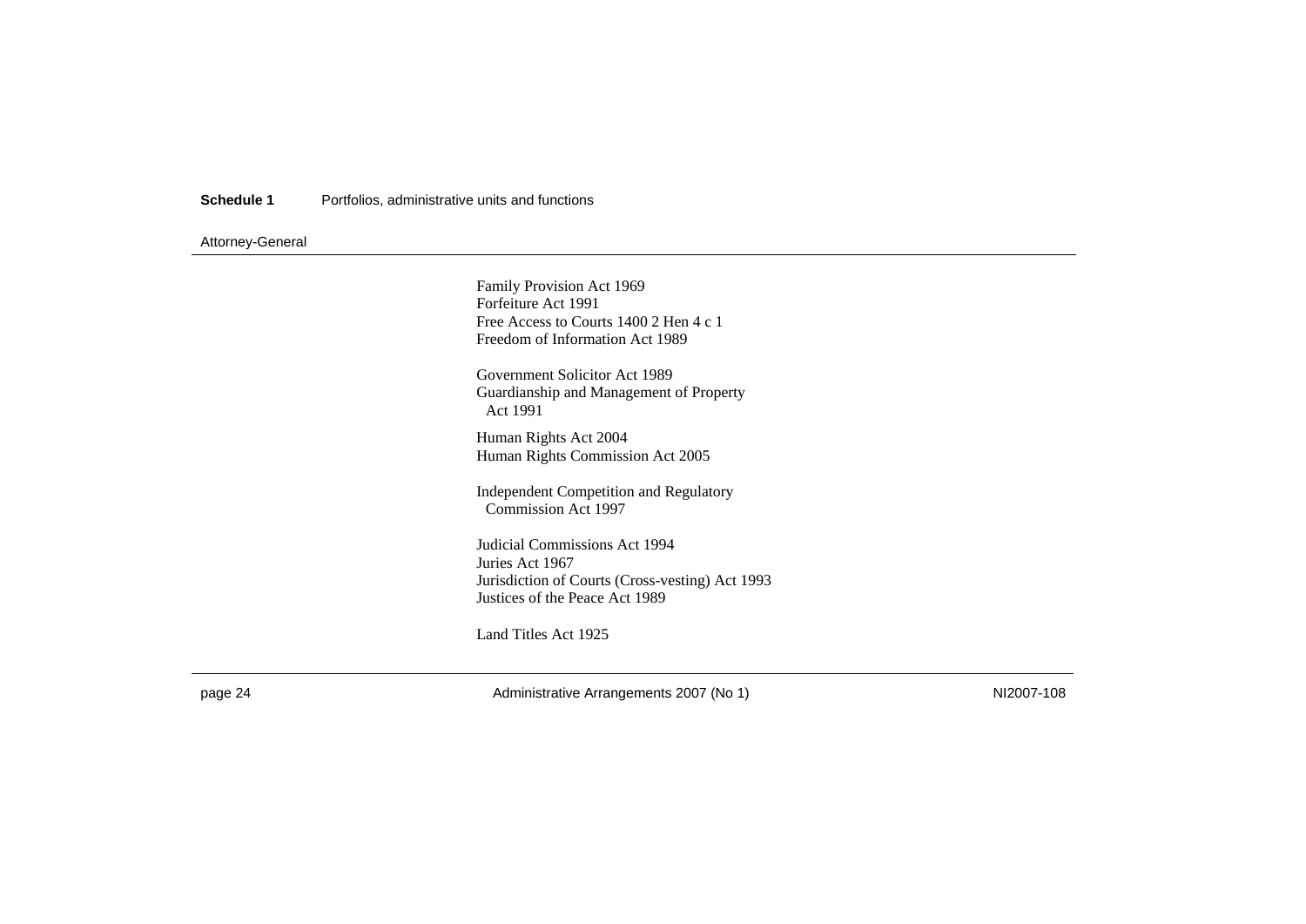Attorney-General

Family Provision Act 1969
Forfeiture Act 1991
Free Access to Courts 1400 2 Hen 4 c 1
Freedom of Information Act 1989

Government Solicitor Act 1989
Guardianship and Management of Property Act 1991

Human Rights Act 2004
Human Rights Commission Act 2005

Independent Competition and Regulatory Commission Act 1997

Judicial Commissions Act 1994
Juries Act 1967
Jurisdiction of Courts (Cross-vesting) Act 1993
Justices of the Peace Act 1989

Land Titles Act 1925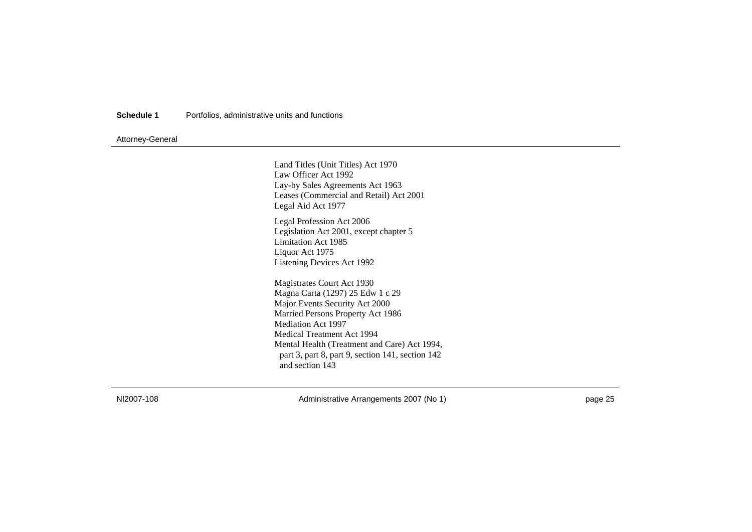Land Titles (Unit Titles) Act 1970
Law Officer Act 1992
Lay-by Sales Agreements Act 1963
Leases (Commercial and Retail) Act 2001
Legal Aid Act 1977

Legal Profession Act 2006
Legislation Act 2001, except chapter 5
Limitation Act 1985
Liquor Act 1975
Listening Devices Act 1992

Magistrates Court Act 1930
Magna Carta (1297) 25 Edw 1 c 29
Major Events Security Act 2000
Married Persons Property Act 1986
Mediation Act 1997
Medical Treatment Act 1994
Mental Health (Treatment and Care) Act 1994, part 3, part 8, part 9, section 141, section 142 and section 143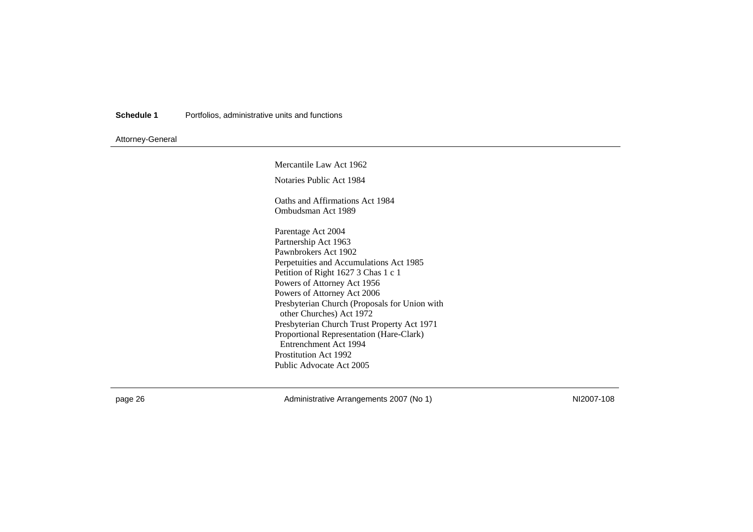Mercantile Law Act 1962

Notaries Public Act 1984

Oaths and Affirmations Act 1984

Ombudsman Act 1989

Parentage Act 2004

Partnership Act 1963

Pawnbrokers Act 1902

Perpetuities and Accumulations Act 1985

Petition of Right 1627 3 Chas 1 c 1

Powers of Attorney Act 1956

Powers of Attorney Act 2006

Presbyterian Church (Proposals for Union with other Churches) Act 1972

Presbyterian Church Trust Property Act 1971

Proportional Representation (Hare-Clark) Entrenchment Act 1994

Prostitution Act 1992

Public Advocate Act 2005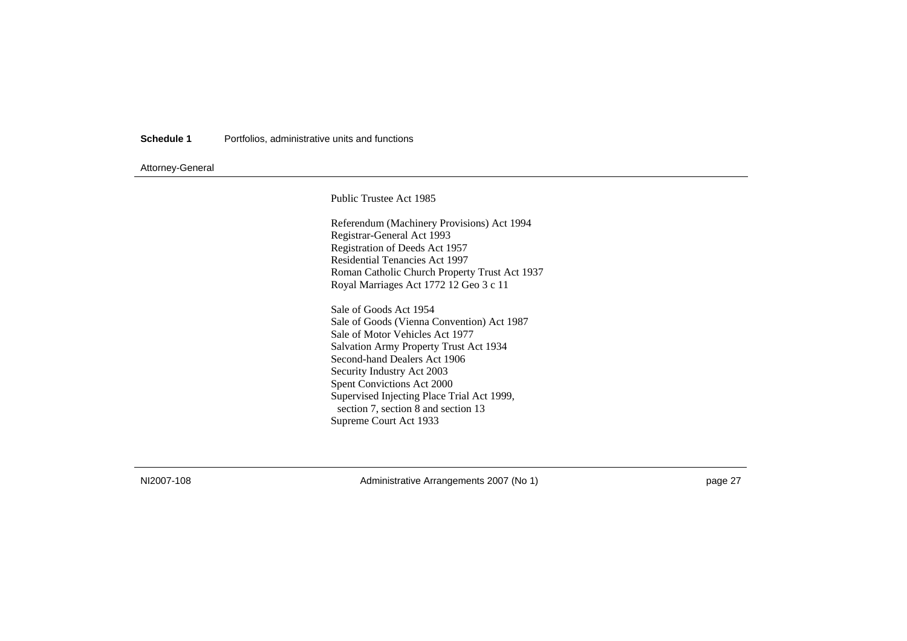Public Trustee Act 1985

Referendum (Machinery Provisions) Act 1994
Registrar-General Act 1993
Registration of Deeds Act 1957
Residential Tenancies Act 1997
Roman Catholic Church Property Trust Act 1937
Royal Marriages Act 1772 12 Geo 3 c 11

Sale of Goods Act 1954
Sale of Goods (Vienna Convention) Act 1987
Sale of Motor Vehicles Act 1977
Salvation Army Property Trust Act 1934
Second-hand Dealers Act 1906
Security Industry Act 2003
Spent Convictions Act 2000
Supervised Injecting Place Trial Act 1999,
 section 7, section 8 and section 13
Supreme Court Act 1933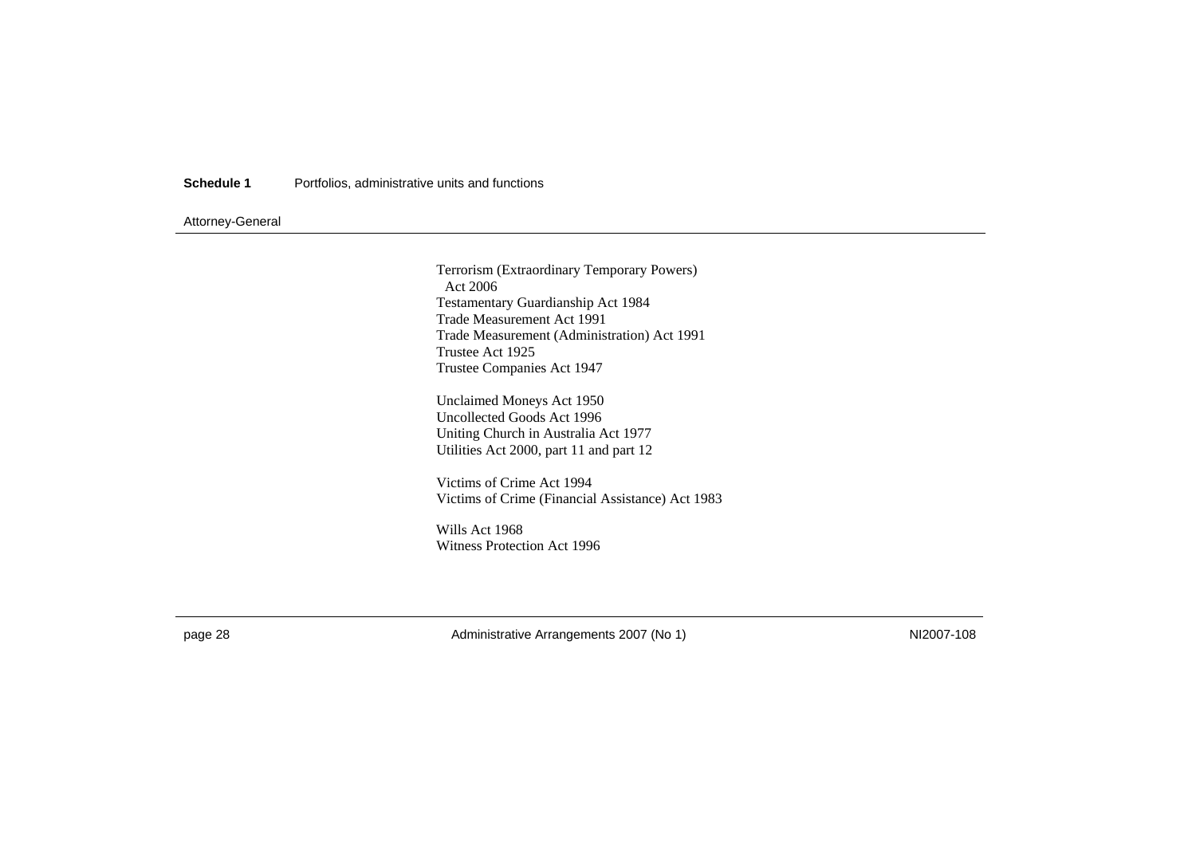Terrorism (Extraordinary Temporary Powers) Act 2006
Testamentary Guardianship Act 1984
Trade Measurement Act 1991
Trade Measurement (Administration) Act 1991
Trustee Act 1925
Trustee Companies Act 1947

Unclaimed Moneys Act 1950
Uncollected Goods Act 1996
Uniting Church in Australia Act 1977
Utilities Act 2000, part 11 and part 12

Victims of Crime Act 1994
Victims of Crime (Financial Assistance) Act 1983

Wills Act 1968
Witness Protection Act 1996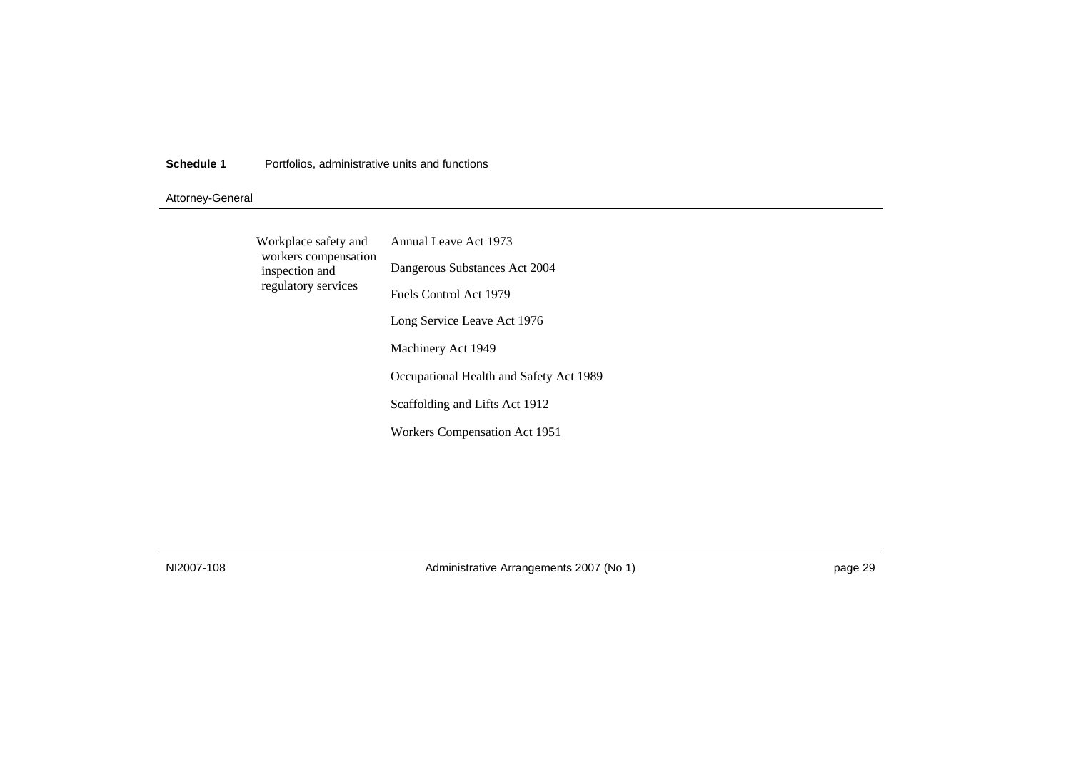| | |
|---|---|
| Workplace safety and workers compensation inspection and regulatory services | Annual Leave Act 1973 |
| | Dangerous Substances Act 2004 |
| | Fuels Control Act 1979 |
| | Long Service Leave Act 1976 |
| | Machinery Act 1949 |
| | Occupational Health and Safety Act 1989 |
| | Scaffolding and Lifts Act 1912 |
| | Workers Compensation Act 1951 |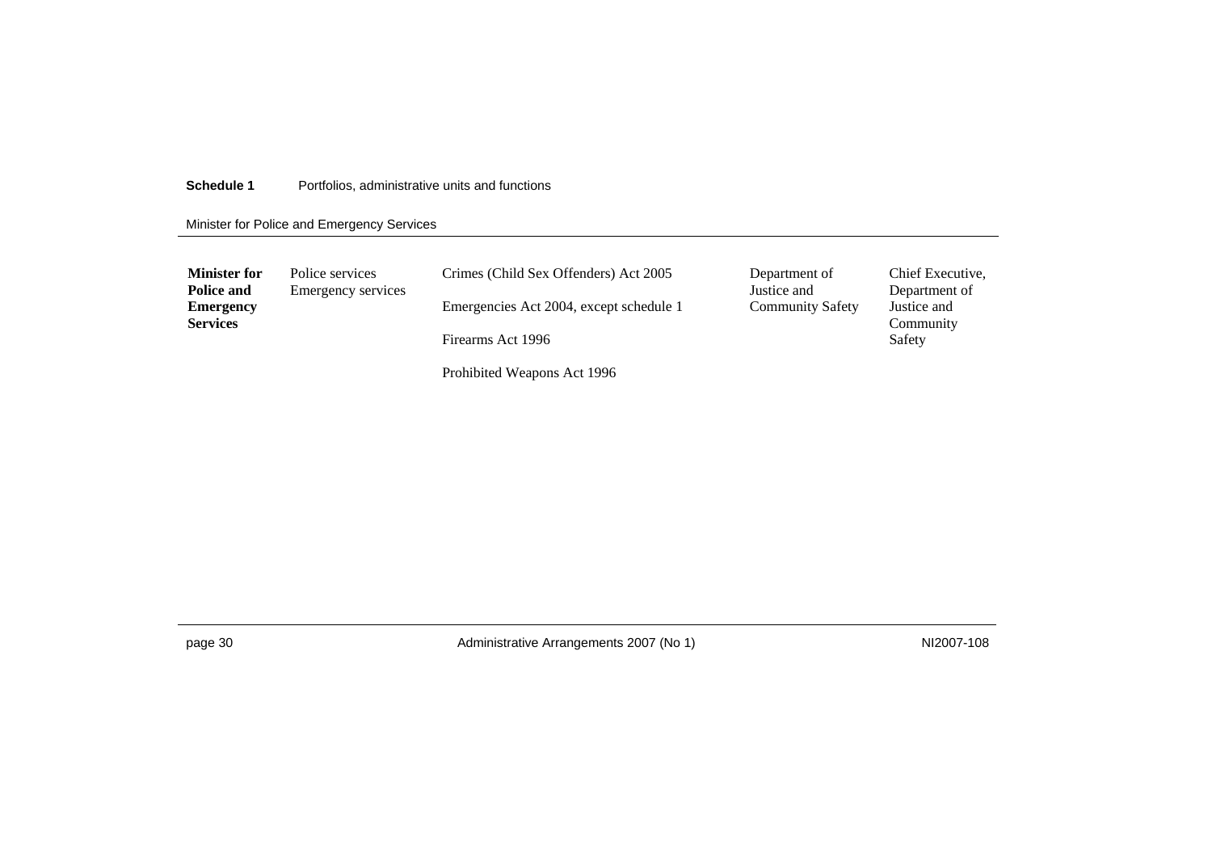Minister for Police and Emergency Services

| | | | | |
|---|---|---|---|---|
| **Minister for Police and Emergency Services** | Police services<br>Emergency services | Crimes (Child Sex Offenders) Act 2005<br><br>Emergencies Act 2004, except schedule 1<br><br>Firearms Act 1996<br><br>Prohibited Weapons Act 1996 | Department of Justice and Community Safety | Chief Executive, Department of Justice and Community Safety |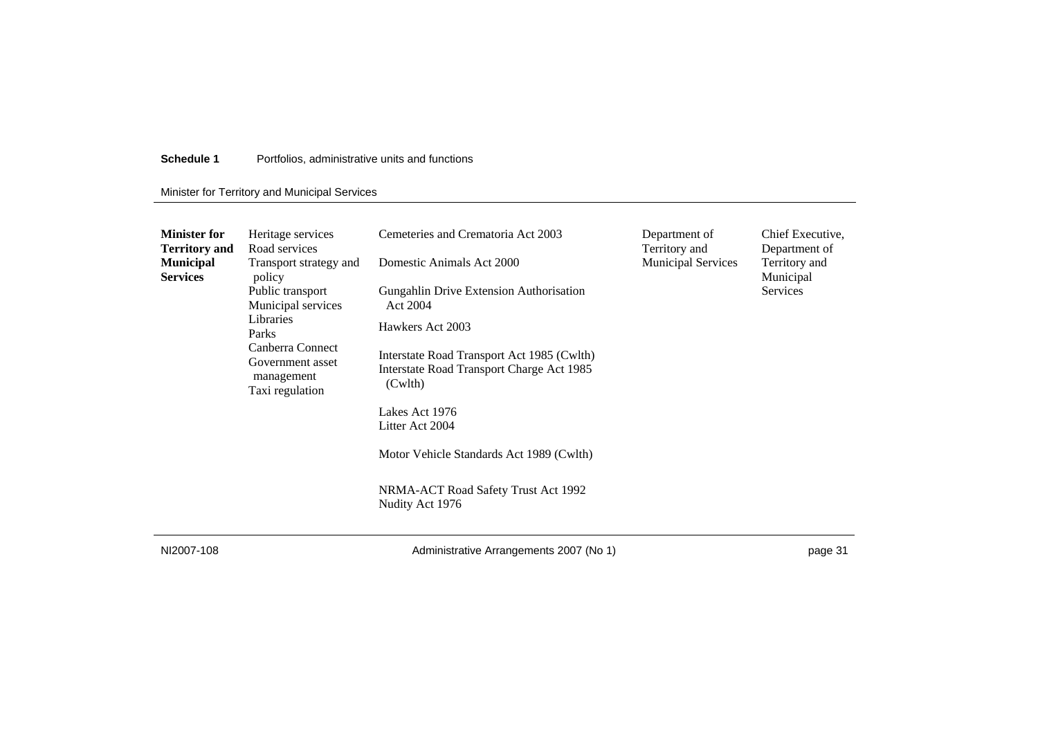**Schedule 1** Portfolios, administrative units and functions

Minister for Territory and Municipal Services

| | | | | |
|---|---|---|---|---|
| **Minister for Territory and Municipal Services** | Heritage services<br>Road services<br>Transport strategy and policy<br>Public transport<br>Municipal services<br>Libraries<br>Parks<br>Canberra Connect<br>Government asset management<br>Taxi regulation | Cemeteries and Crematoria Act 2003<br><br>Domestic Animals Act 2000<br><br>Gungahlin Drive Extension Authorisation Act 2004<br><br>Hawkers Act 2003<br><br>Interstate Road Transport Act 1985 (Cwlth)<br>Interstate Road Transport Charge Act 1985 (Cwlth)<br><br>Lakes Act 1976<br>Litter Act 2004<br><br>Motor Vehicle Standards Act 1989 (Cwlth)<br><br>NRMA-ACT Road Safety Trust Act 1992<br>Nudity Act 1976 | Department of Territory and Municipal Services | Chief Executive, Department of Territory and Municipal Services |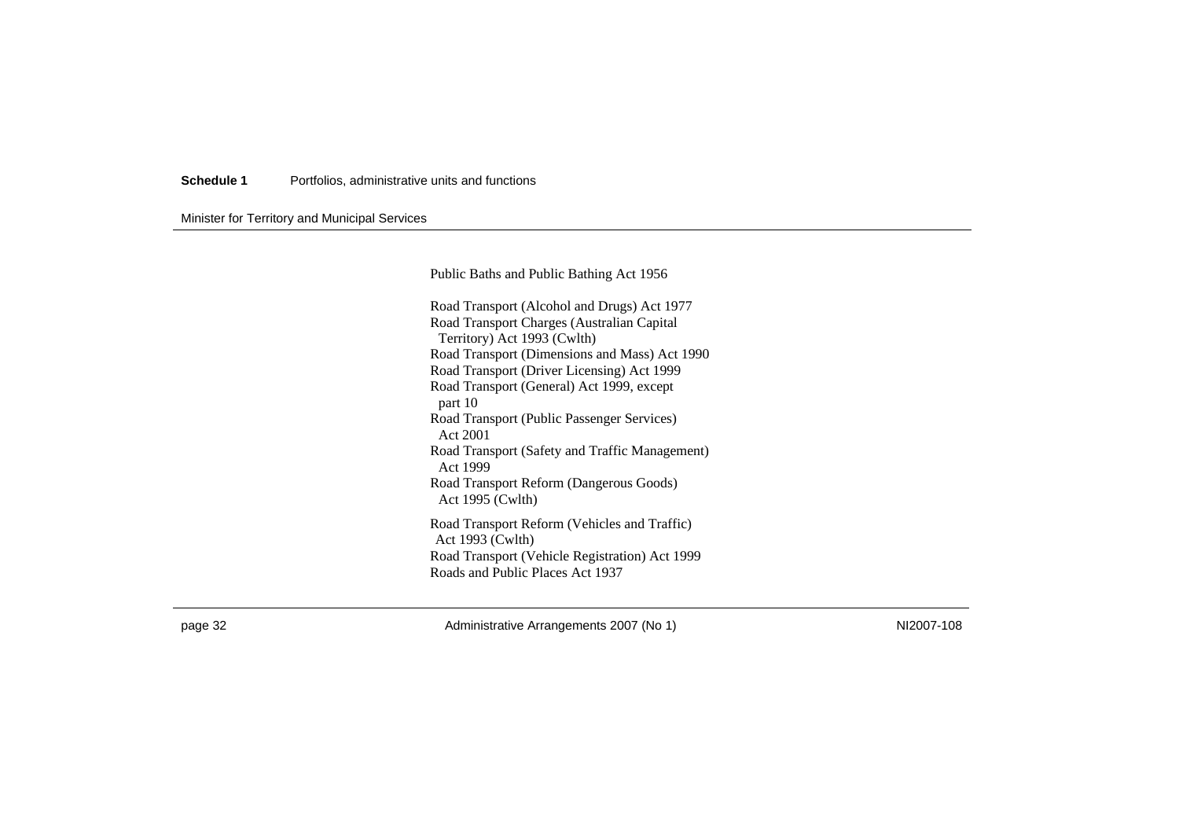Public Baths and Public Bathing Act 1956

Road Transport (Alcohol and Drugs) Act 1977
Road Transport Charges (Australian Capital Territory) Act 1993 (Cwlth)
Road Transport (Dimensions and Mass) Act 1990
Road Transport (Driver Licensing) Act 1999
Road Transport (General) Act 1999, except part 10
Road Transport (Public Passenger Services) Act 2001
Road Transport (Safety and Traffic Management) Act 1999
Road Transport Reform (Dangerous Goods) Act 1995 (Cwlth)

Road Transport Reform (Vehicles and Traffic) Act 1993 (Cwlth)
Road Transport (Vehicle Registration) Act 1999
Roads and Public Places Act 1937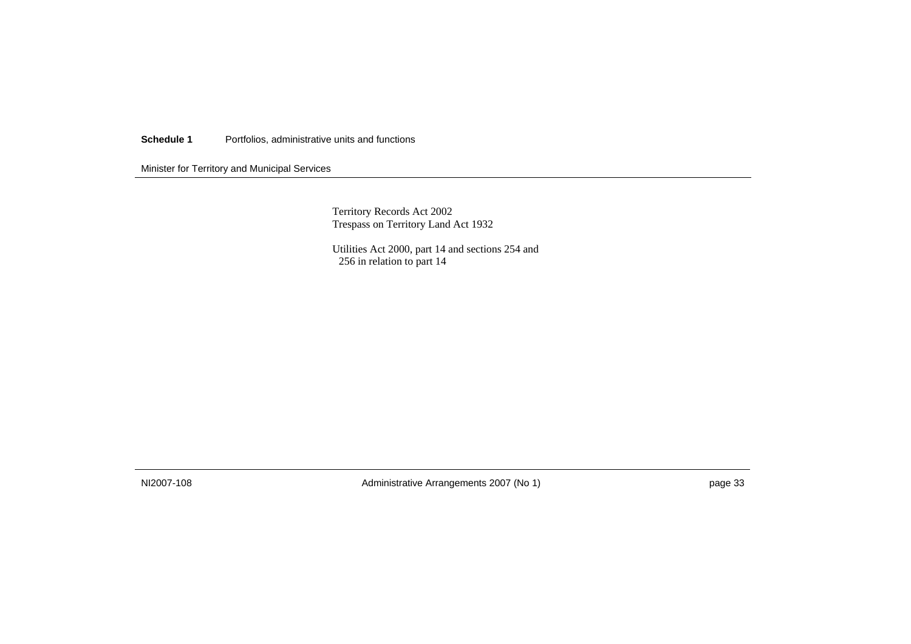Territory Records Act 2002
Trespass on Territory Land Act 1932

Utilities Act 2000, part 14 and sections 254 and 256 in relation to part 14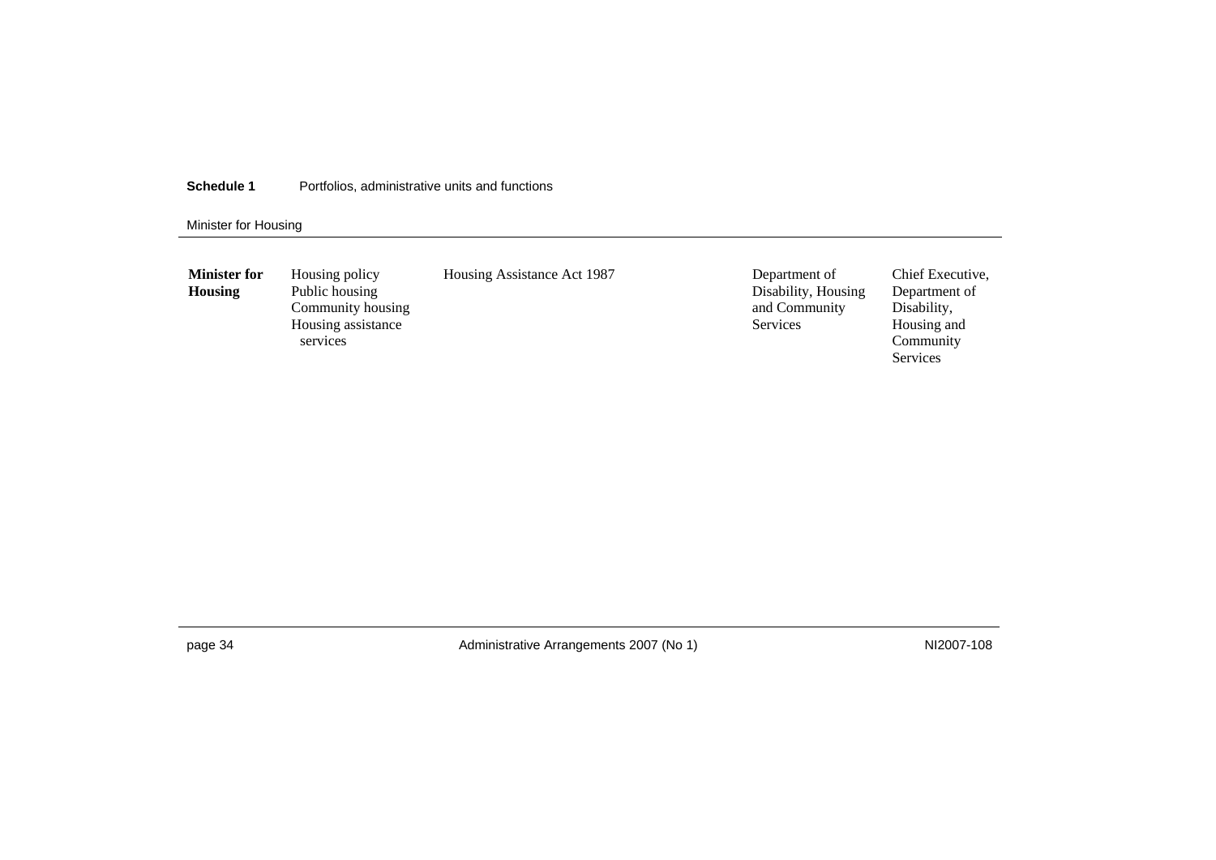**Schedule 1** Portfolios, administrative units and functions

Minister for Housing

| | | | | |
|---|---|---|---|---|
| **Minister for Housing** | Housing policy<br>Public housing<br>Community housing<br>Housing assistance services | Housing Assistance Act 1987 | Department of Disability, Housing and Community Services | Chief Executive, Department of Disability, Housing and Community Services |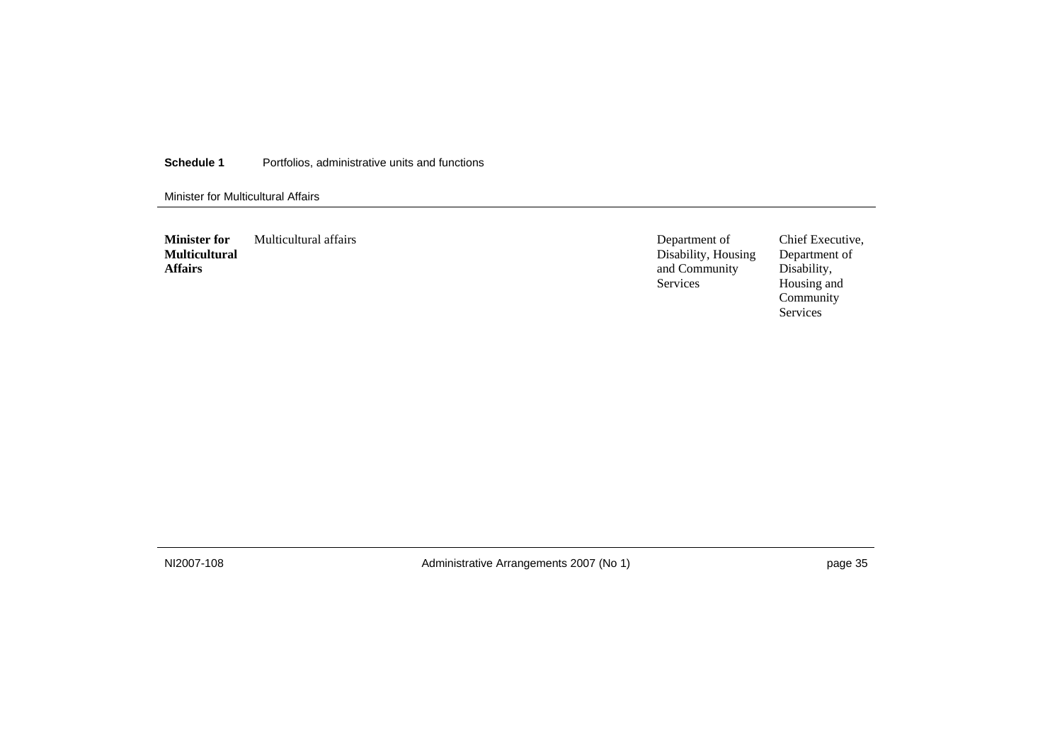| Minister | Matters | Administrative unit | Responsible chief executive |
| --- | --- | --- | --- |
| **Minister for Multicultural Affairs** | Multicultural affairs | Department of Disability, Housing and Community Services | Chief Executive, Department of Disability, Housing and Community Services |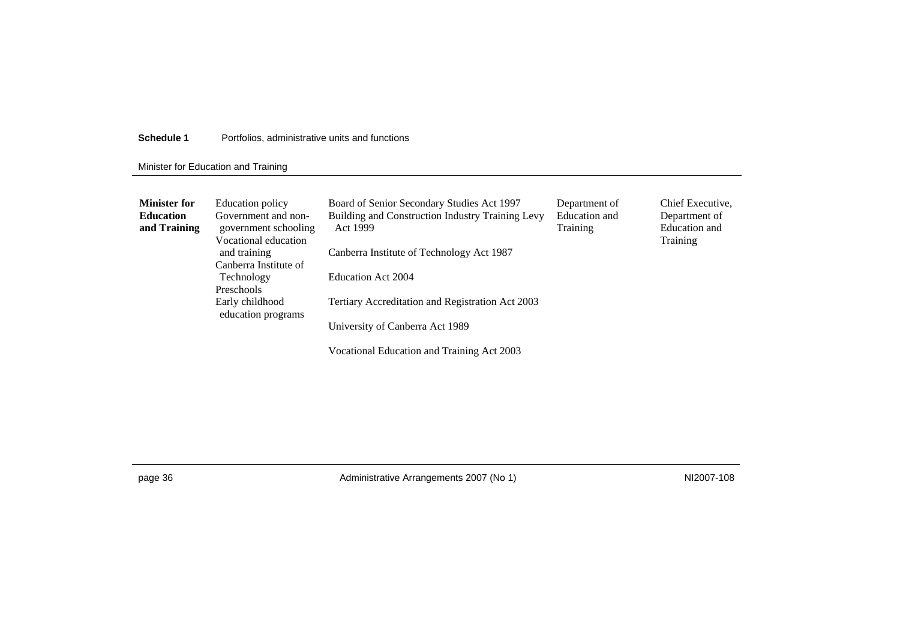| | | | | |
|---|---|---|---|---|
| **Minister for Education and Training** | Education policy<br>Government and non-government schooling<br>Vocational education and training<br>Canberra Institute of Technology<br>Preschools<br>Early childhood education programs | Board of Senior Secondary Studies Act 1997<br>Building and Construction Industry Training Levy Act 1999<br>Canberra Institute of Technology Act 1987<br>Education Act 2004<br>Tertiary Accreditation and Registration Act 2003<br>University of Canberra Act 1989<br>Vocational Education and Training Act 2003 | Department of Education and Training | Chief Executive, Department of Education and Training |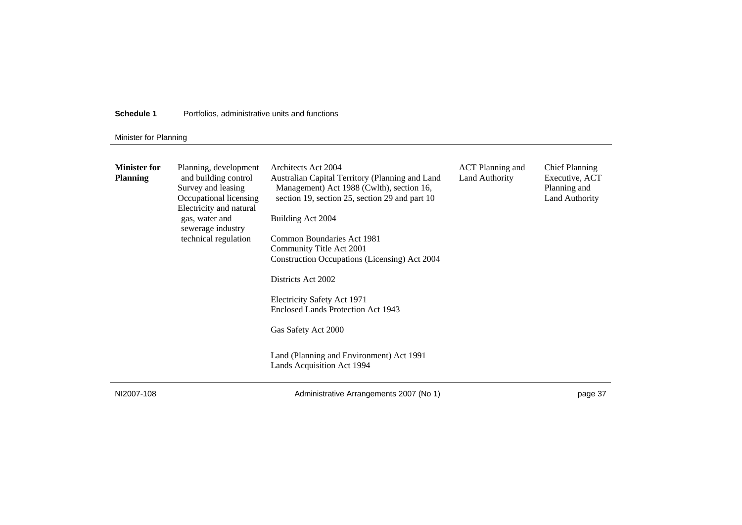| | | | | |
|---|---|---|---|---|
| **Minister for Planning** | Planning, development and building control<br>Survey and leasing<br>Occupational licensing<br>Electricity and natural gas, water and sewerage industry technical regulation | Architects Act 2004<br>Australian Capital Territory (Planning and Land Management) Act 1988 (Cwlth), section 16, section 19, section 25, section 29 and part 10<br><br>Building Act 2004<br><br>Common Boundaries Act 1981<br>Community Title Act 2001<br>Construction Occupations (Licensing) Act 2004<br><br>Districts Act 2002<br><br>Electricity Safety Act 1971<br>Enclosed Lands Protection Act 1943<br><br>Gas Safety Act 2000<br><br>Land (Planning and Environment) Act 1991<br>Lands Acquisition Act 1994 | ACT Planning and Land Authority | Chief Planning Executive, ACT Planning and Land Authority |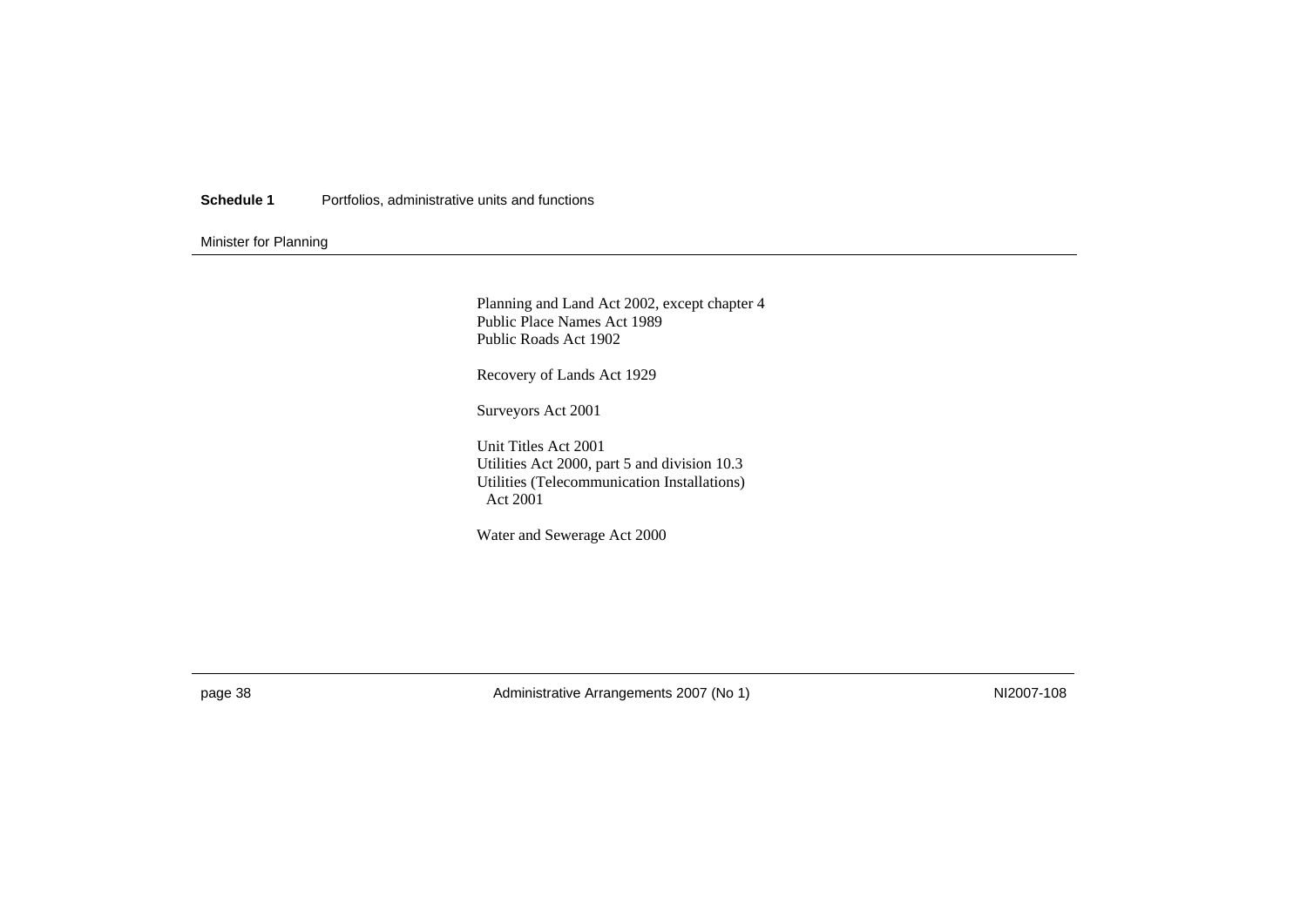Planning and Land Act 2002, except chapter 4
Public Place Names Act 1989
Public Roads Act 1902

Recovery of Lands Act 1929

Surveyors Act 2001

Unit Titles Act 2001
Utilities Act 2000, part 5 and division 10.3
Utilities (Telecommunication Installations) Act 2001

Water and Sewerage Act 2000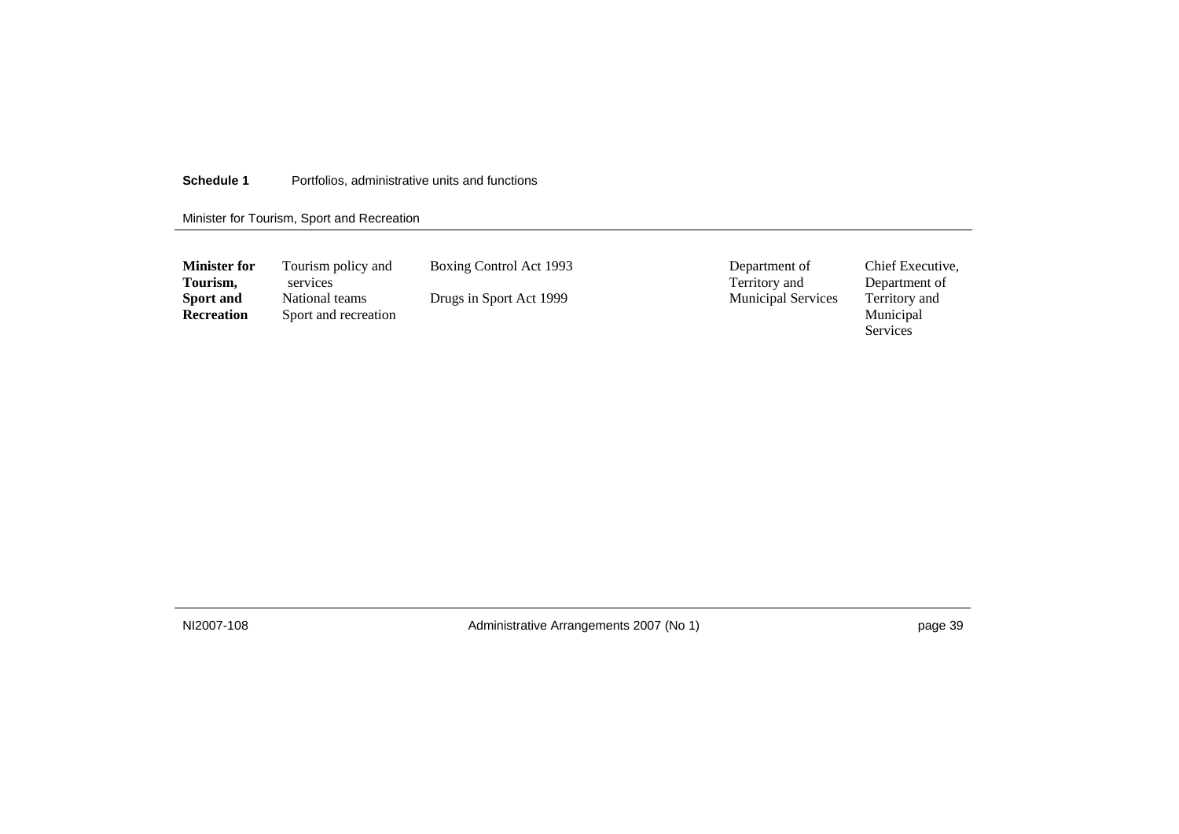Minister for Tourism, Sport and Recreation

| | | | | |
|---|---|---|---|---|
| **Minister for Tourism, Sport and Recreation** | Tourism policy and services<br>National teams<br>Sport and recreation | Boxing Control Act 1993<br><br>Drugs in Sport Act 1999 | Department of Territory and Municipal Services | Chief Executive, Department of Territory and Municipal Services |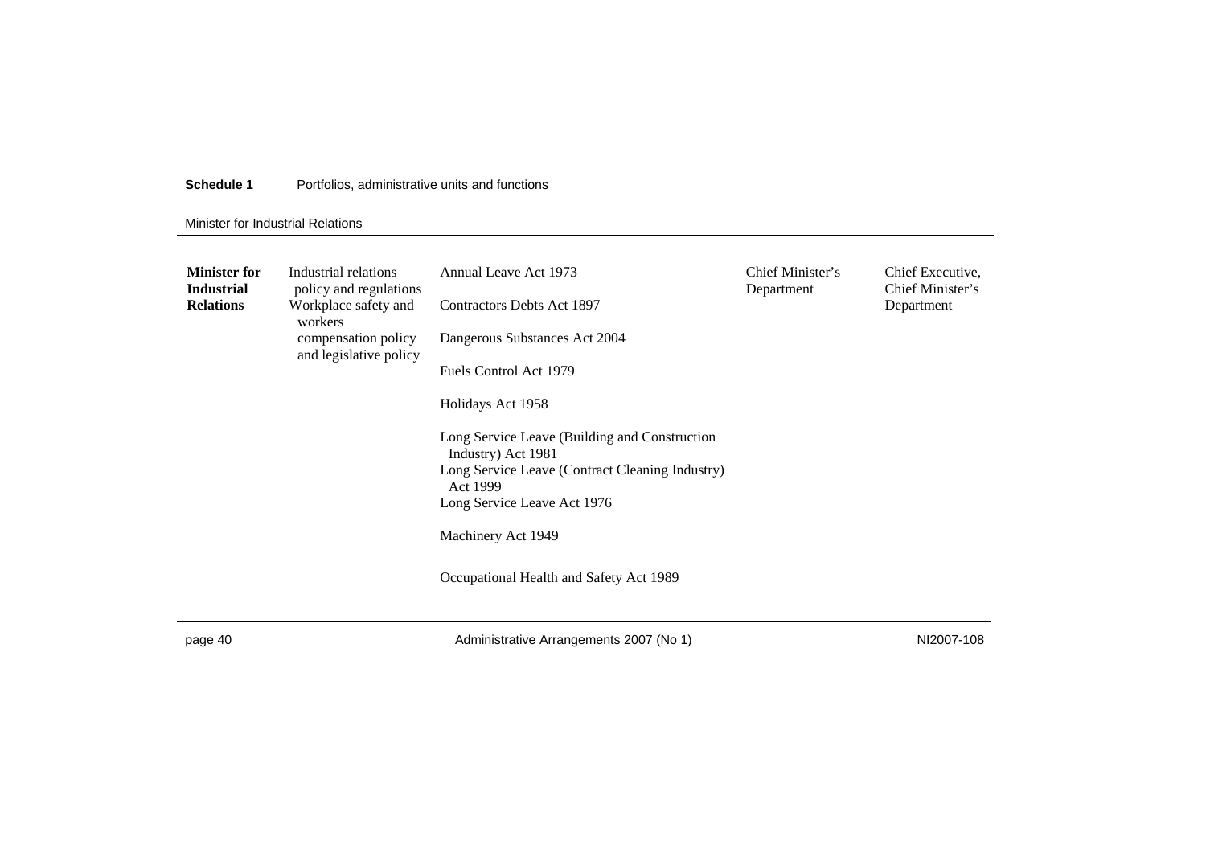| Minister for Industrial Relations | Industrial relations policy and regulations<br>Workplace safety and workers compensation policy and legislative policy | Annual Leave Act 1973<br>Contractors Debts Act 1897<br>Dangerous Substances Act 2004<br>Fuels Control Act 1979<br>Holidays Act 1958<br>Long Service Leave (Building and Construction Industry) Act 1981<br>Long Service Leave (Contract Cleaning Industry) Act 1999<br>Long Service Leave Act 1976<br>Machinery Act 1949<br>Occupational Health and Safety Act 1989 | Chief Minister's Department | Chief Executive, Chief Minister's Department |
|---|---|---|---|---|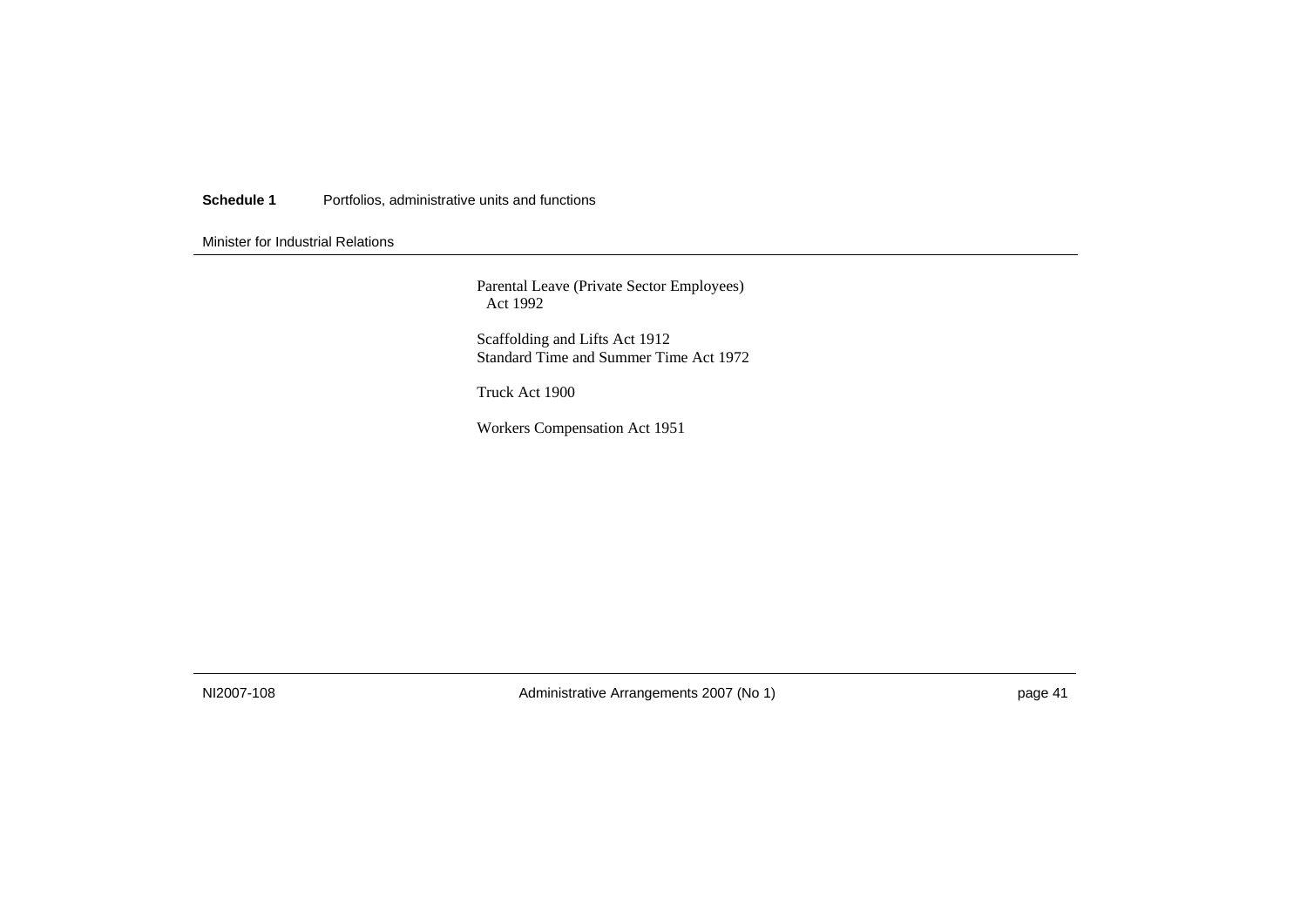Parental Leave (Private Sector Employees) Act 1992

Scaffolding and Lifts Act 1912

Standard Time and Summer Time Act 1972

Truck Act 1900

Workers Compensation Act 1951